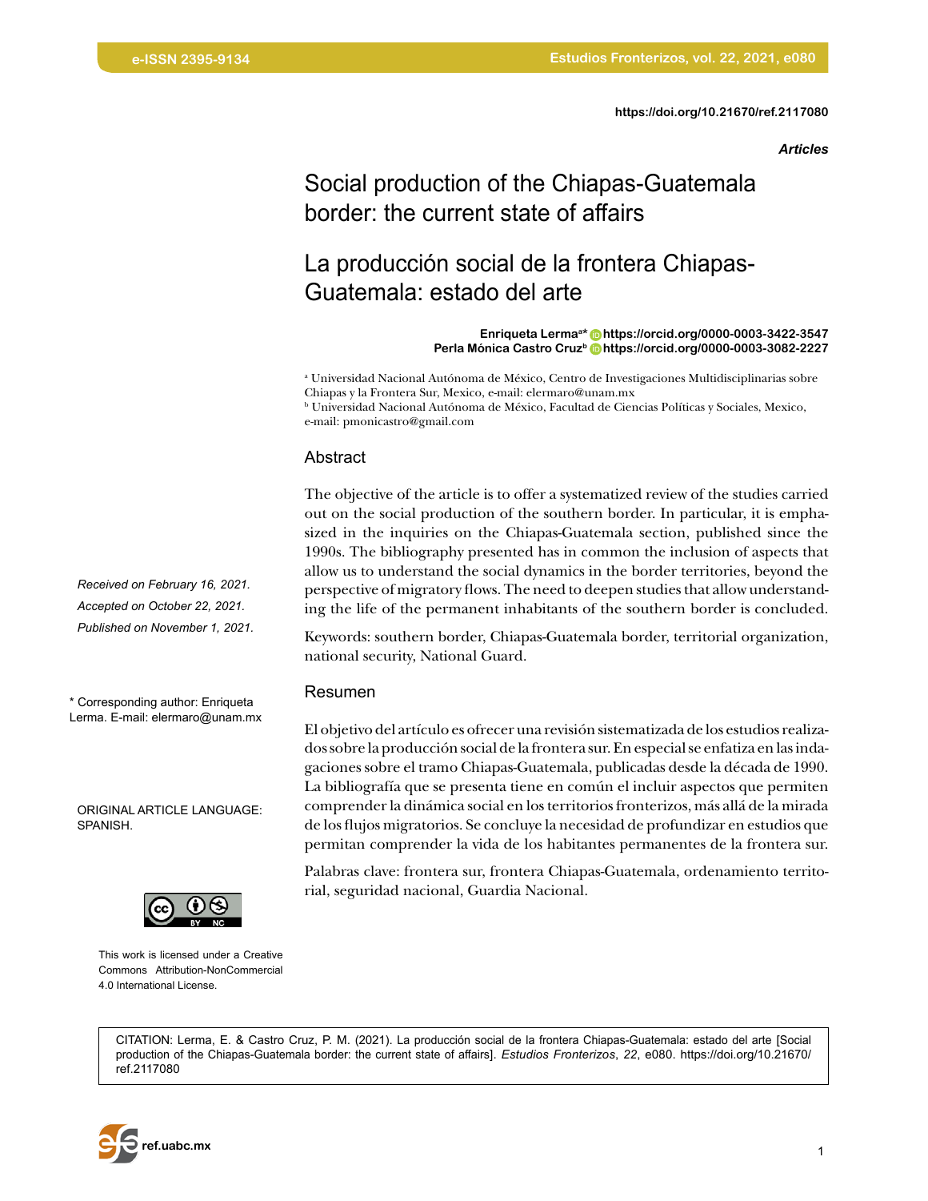https://doi.org/10.21670/ref.2117080

*Articles*

# Social production of the Chiapas-Guatemala border: the current state of affairs

# La producción social de la frontera Chiapas-Guatemala: estado del arte

**Enriqueta Lerma[a]\*** https://orcid.org/0000-0003-3422-3547
**Perla Mónica Castro Cruz[b]** https://orcid.org/0000-0003-3082-2227

[a] Universidad Nacional Autónoma de México, Centro de Investigaciones Multidisciplinarias sobre Chiapas y la Frontera Sur, Mexico, e-mail: elermaro@unam.mx
[b] Universidad Nacional Autónoma de México, Facultad de Ciencias Políticas y Sociales, Mexico, e-mail: pmonicastro@gmail.com

*Received on February 16, 2021.*
*Accepted on October 22, 2021.*
*Published on November 1, 2021.*

\* Corresponding author: Enriqueta Lerma. E-mail: elermaro@unam.mx

ORIGINAL ARTICLE LANGUAGE: SPANISH.

This work is licensed under a Creative Commons Attribution-NonCommercial 4.0 International License.

## Abstract

The objective of the article is to offer a systematized review of the studies carried out on the social production of the southern border. In particular, it is emphasized in the inquiries on the Chiapas-Guatemala section, published since the 1990s. The bibliography presented has in common the inclusion of aspects that allow us to understand the social dynamics in the border territories, beyond the perspective of migratory flows. The need to deepen studies that allow understanding the life of the permanent inhabitants of the southern border is concluded.

Keywords: southern border, Chiapas-Guatemala border, territorial organization, national security, National Guard.

## Resumen

El objetivo del artículo es ofrecer una revisión sistematizada de los estudios realizados sobre la producción social de la frontera sur. En especial se enfatiza en las indagaciones sobre el tramo Chiapas-Guatemala, publicadas desde la década de 1990. La bibliografía que se presenta tiene en común el incluir aspectos que permiten comprender la dinámica social en los territorios fronterizos, más allá de la mirada de los flujos migratorios. Se concluye la necesidad de profundizar en estudios que permitan comprender la vida de los habitantes permanentes de la frontera sur.

Palabras clave: frontera sur, frontera Chiapas-Guatemala, ordenamiento territorial, seguridad nacional, Guardia Nacional.

CITATION: Lerma, E. & Castro Cruz, P. M. (2021). La producción social de la frontera Chiapas-Guatemala: estado del arte [Social production of the Chiapas-Guatemala border: the current state of affairs]. *Estudios Fronterizos*, *22*, e080. https://doi.org/10.21670/ref.2117080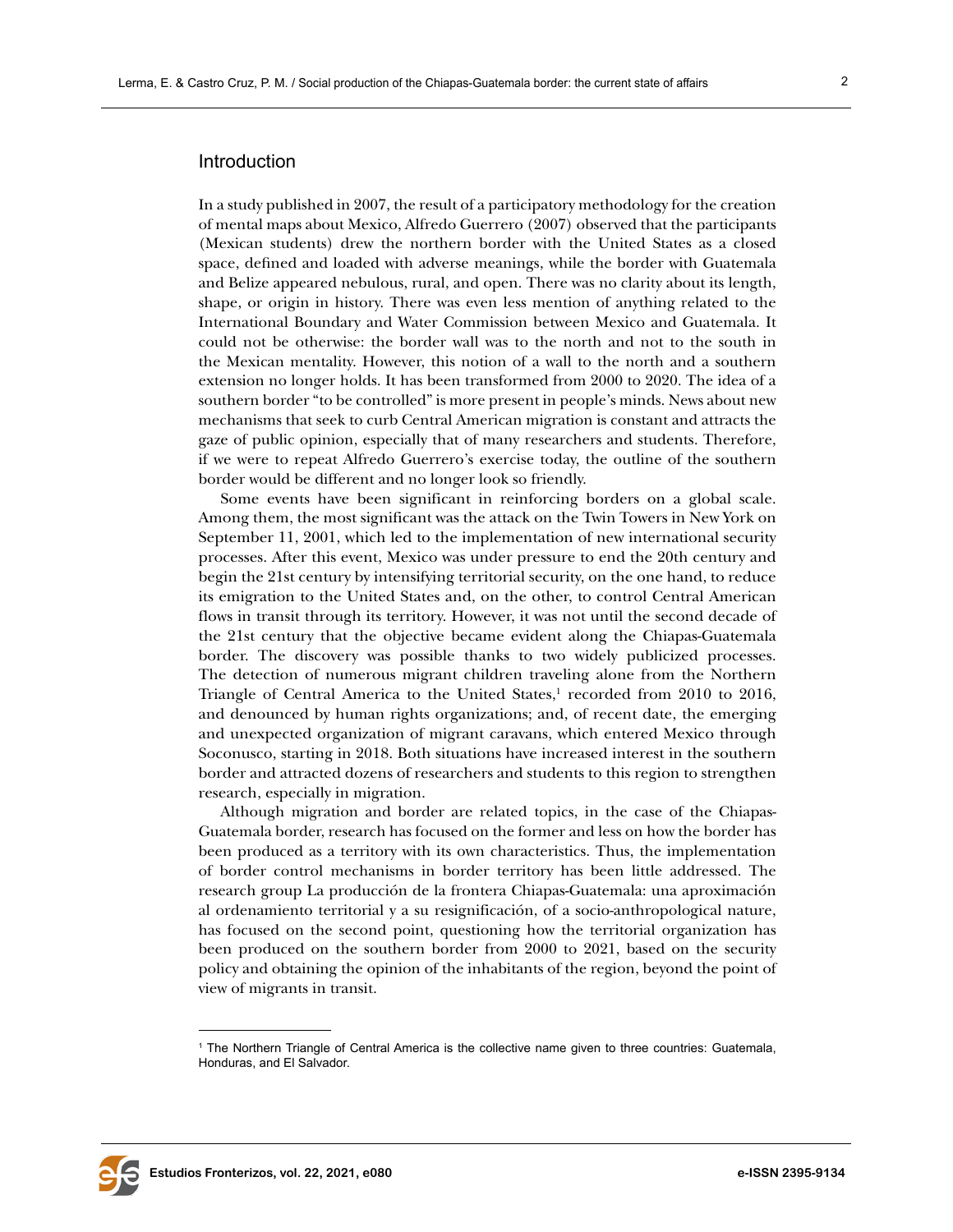## Introduction

In a study published in 2007, the result of a participatory methodology for the creation of mental maps about Mexico, Alfredo Guerrero (2007) observed that the participants (Mexican students) drew the northern border with the United States as a closed space, defined and loaded with adverse meanings, while the border with Guatemala and Belize appeared nebulous, rural, and open. There was no clarity about its length, shape, or origin in history. There was even less mention of anything related to the International Boundary and Water Commission between Mexico and Guatemala. It could not be otherwise: the border wall was to the north and not to the south in the Mexican mentality. However, this notion of a wall to the north and a southern extension no longer holds. It has been transformed from 2000 to 2020. The idea of a southern border "to be controlled" is more present in people's minds. News about new mechanisms that seek to curb Central American migration is constant and attracts the gaze of public opinion, especially that of many researchers and students. Therefore, if we were to repeat Alfredo Guerrero's exercise today, the outline of the southern border would be different and no longer look so friendly.

Some events have been significant in reinforcing borders on a global scale. Among them, the most significant was the attack on the Twin Towers in New York on September 11, 2001, which led to the implementation of new international security processes. After this event, Mexico was under pressure to end the 20th century and begin the 21st century by intensifying territorial security, on the one hand, to reduce its emigration to the United States and, on the other, to control Central American flows in transit through its territory. However, it was not until the second decade of the 21st century that the objective became evident along the Chiapas-Guatemala border. The discovery was possible thanks to two widely publicized processes. The detection of numerous migrant children traveling alone from the Northern Triangle of Central America to the United States,[1] recorded from 2010 to 2016, and denounced by human rights organizations; and, of recent date, the emerging and unexpected organization of migrant caravans, which entered Mexico through Soconusco, starting in 2018. Both situations have increased interest in the southern border and attracted dozens of researchers and students to this region to strengthen research, especially in migration.

Although migration and border are related topics, in the case of the Chiapas-Guatemala border, research has focused on the former and less on how the border has been produced as a territory with its own characteristics. Thus, the implementation of border control mechanisms in border territory has been little addressed. The research group La producción de la frontera Chiapas-Guatemala: una aproximación al ordenamiento territorial y a su resignificación, of a socio-anthropological nature, has focused on the second point, questioning how the territorial organization has been produced on the southern border from 2000 to 2021, based on the security policy and obtaining the opinion of the inhabitants of the region, beyond the point of view of migrants in transit.

---

[1] The Northern Triangle of Central America is the collective name given to three countries: Guatemala, Honduras, and El Salvador.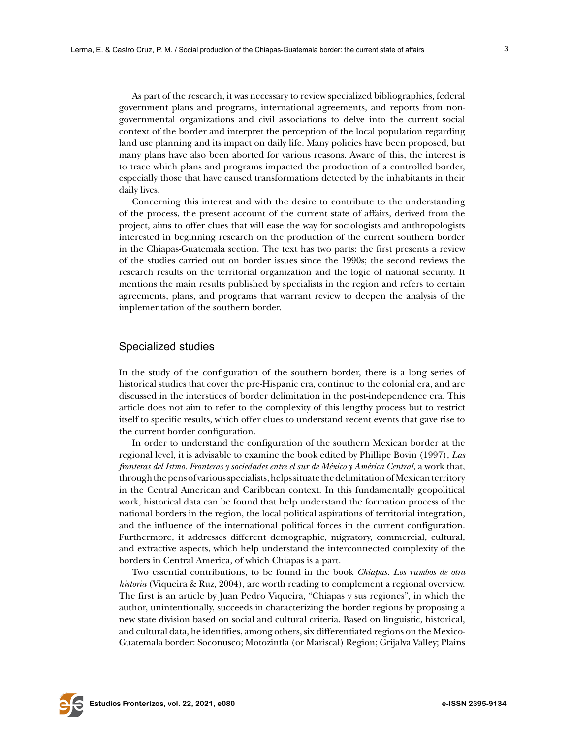As part of the research, it was necessary to review specialized bibliographies, federal government plans and programs, international agreements, and reports from non-governmental organizations and civil associations to delve into the current social context of the border and interpret the perception of the local population regarding land use planning and its impact on daily life. Many policies have been proposed, but many plans have also been aborted for various reasons. Aware of this, the interest is to trace which plans and programs impacted the production of a controlled border, especially those that have caused transformations detected by the inhabitants in their daily lives.

Concerning this interest and with the desire to contribute to the understanding of the process, the present account of the current state of affairs, derived from the project, aims to offer clues that will ease the way for sociologists and anthropologists interested in beginning research on the production of the current southern border in the Chiapas-Guatemala section. The text has two parts: the first presents a review of the studies carried out on border issues since the 1990s; the second reviews the research results on the territorial organization and the logic of national security. It mentions the main results published by specialists in the region and refers to certain agreements, plans, and programs that warrant review to deepen the analysis of the implementation of the southern border.

## Specialized studies

In the study of the configuration of the southern border, there is a long series of historical studies that cover the pre-Hispanic era, continue to the colonial era, and are discussed in the interstices of border delimitation in the post-independence era. This article does not aim to refer to the complexity of this lengthy process but to restrict itself to specific results, which offer clues to understand recent events that gave rise to the current border configuration.

In order to understand the configuration of the southern Mexican border at the regional level, it is advisable to examine the book edited by Phillipe Bovin (1997), *Las fronteras del Istmo. Fronteras y sociedades entre el sur de México y América Central*, a work that, through the pens of various specialists, helps situate the delimitation of Mexican territory in the Central American and Caribbean context. In this fundamentally geopolitical work, historical data can be found that help understand the formation process of the national borders in the region, the local political aspirations of territorial integration, and the influence of the international political forces in the current configuration. Furthermore, it addresses different demographic, migratory, commercial, cultural, and extractive aspects, which help understand the interconnected complexity of the borders in Central America, of which Chiapas is a part.

Two essential contributions, to be found in the book *Chiapas. Los rumbos de otra historia* (Viqueira & Ruz, 2004), are worth reading to complement a regional overview. The first is an article by Juan Pedro Viqueira, "Chiapas y sus regiones", in which the author, unintentionally, succeeds in characterizing the border regions by proposing a new state division based on social and cultural criteria. Based on linguistic, historical, and cultural data, he identifies, among others, six differentiated regions on the Mexico-Guatemala border: Soconusco; Motozintla (or Mariscal) Region; Grijalva Valley; Plains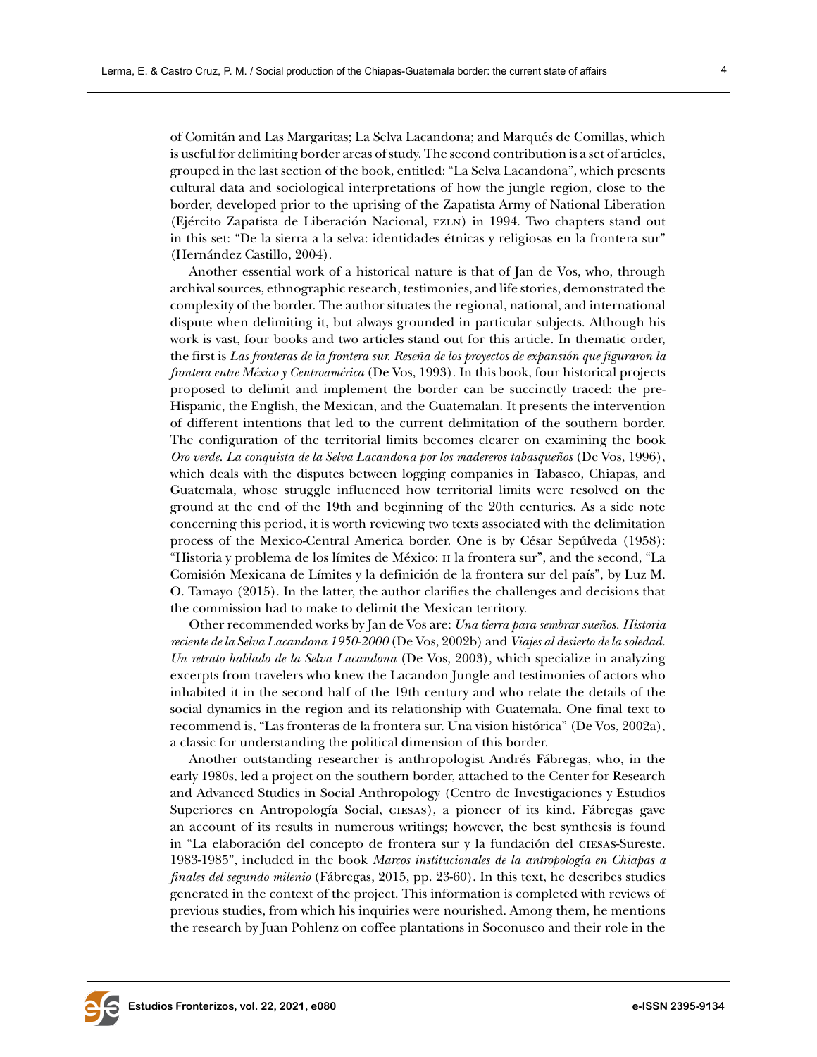of Comitán and Las Margaritas; La Selva Lacandona; and Marqués de Comillas, which is useful for delimiting border areas of study. The second contribution is a set of articles, grouped in the last section of the book, entitled: "La Selva Lacandona", which presents cultural data and sociological interpretations of how the jungle region, close to the border, developed prior to the uprising of the Zapatista Army of National Liberation (Ejército Zapatista de Liberación Nacional, EZLN) in 1994. Two chapters stand out in this set: "De la sierra a la selva: identidades étnicas y religiosas en la frontera sur" (Hernández Castillo, 2004).

Another essential work of a historical nature is that of Jan de Vos, who, through archival sources, ethnographic research, testimonies, and life stories, demonstrated the complexity of the border. The author situates the regional, national, and international dispute when delimiting it, but always grounded in particular subjects. Although his work is vast, four books and two articles stand out for this article. In thematic order, the first is *Las fronteras de la frontera sur. Reseña de los proyectos de expansión que figuraron la frontera entre México y Centroamérica* (De Vos, 1993). In this book, four historical projects proposed to delimit and implement the border can be succinctly traced: the pre-Hispanic, the English, the Mexican, and the Guatemalan. It presents the intervention of different intentions that led to the current delimitation of the southern border. The configuration of the territorial limits becomes clearer on examining the book *Oro verde. La conquista de la Selva Lacandona por los madereros tabasqueños* (De Vos, 1996), which deals with the disputes between logging companies in Tabasco, Chiapas, and Guatemala, whose struggle influenced how territorial limits were resolved on the ground at the end of the 19th and beginning of the 20th centuries. As a side note concerning this period, it is worth reviewing two texts associated with the delimitation process of the Mexico-Central America border. One is by César Sepúlveda (1958): "Historia y problema de los límites de México: II la frontera sur", and the second, "La Comisión Mexicana de Límites y la definición de la frontera sur del país", by Luz M. O. Tamayo (2015). In the latter, the author clarifies the challenges and decisions that the commission had to make to delimit the Mexican territory.

Other recommended works by Jan de Vos are: *Una tierra para sembrar sueños. Historia reciente de la Selva Lacandona 1950-2000* (De Vos, 2002b) and *Viajes al desierto de la soledad. Un retrato hablado de la Selva Lacandona* (De Vos, 2003), which specialize in analyzing excerpts from travelers who knew the Lacandon Jungle and testimonies of actors who inhabited it in the second half of the 19th century and who relate the details of the social dynamics in the region and its relationship with Guatemala. One final text to recommend is, "Las fronteras de la frontera sur. Una vision histórica" (De Vos, 2002a), a classic for understanding the political dimension of this border.

Another outstanding researcher is anthropologist Andrés Fábregas, who, in the early 1980s, led a project on the southern border, attached to the Center for Research and Advanced Studies in Social Anthropology (Centro de Investigaciones y Estudios Superiores en Antropología Social, CIESAS), a pioneer of its kind. Fábregas gave an account of its results in numerous writings; however, the best synthesis is found in "La elaboración del concepto de frontera sur y la fundación del CIESAS-Sureste. 1983-1985", included in the book *Marcos institucionales de la antropología en Chiapas a finales del segundo milenio* (Fábregas, 2015, pp. 23-60). In this text, he describes studies generated in the context of the project. This information is completed with reviews of previous studies, from which his inquiries were nourished. Among them, he mentions the research by Juan Pohlenz on coffee plantations in Soconusco and their role in the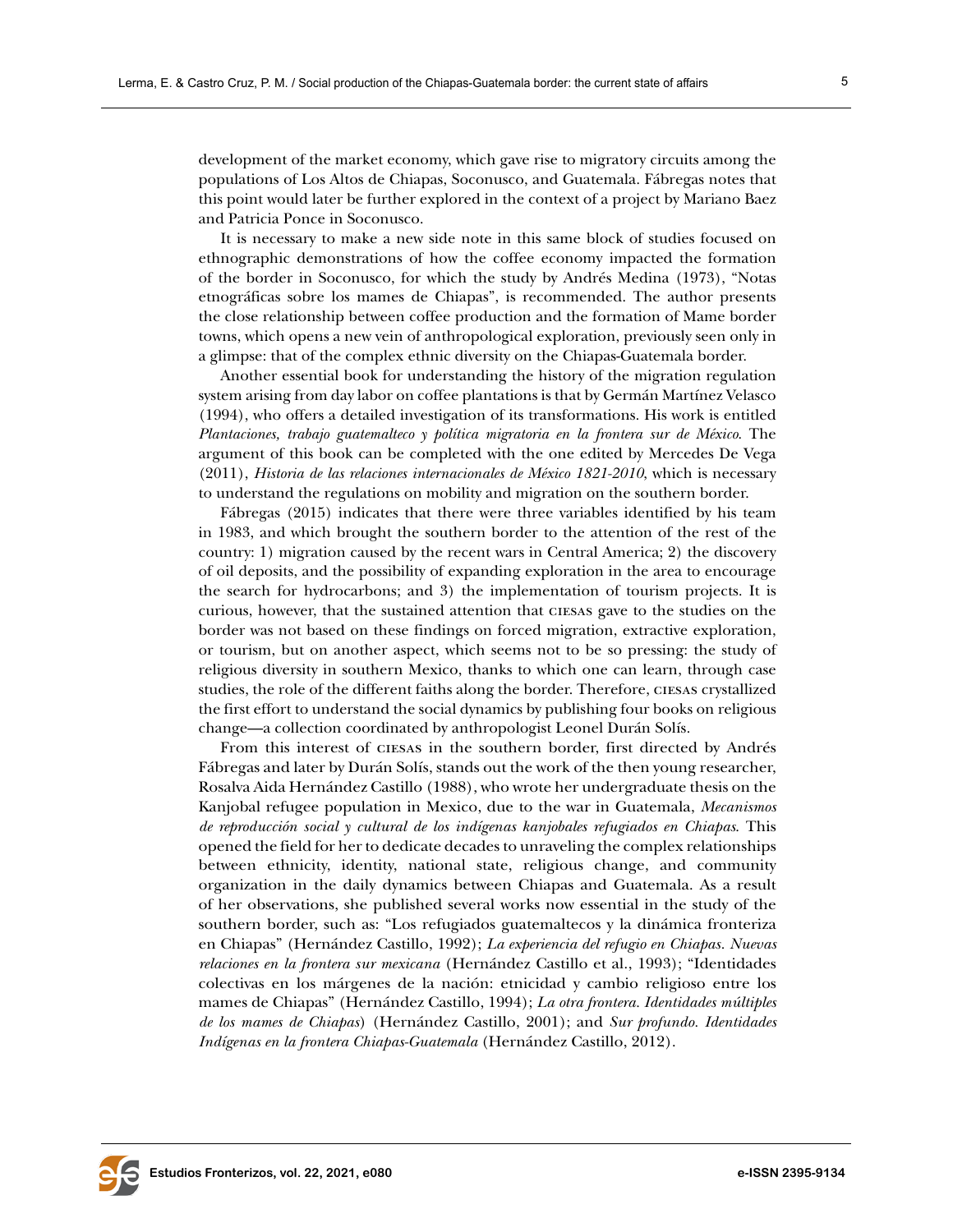development of the market economy, which gave rise to migratory circuits among the populations of Los Altos de Chiapas, Soconusco, and Guatemala. Fábregas notes that this point would later be further explored in the context of a project by Mariano Baez and Patricia Ponce in Soconusco.

It is necessary to make a new side note in this same block of studies focused on ethnographic demonstrations of how the coffee economy impacted the formation of the border in Soconusco, for which the study by Andrés Medina (1973), "Notas etnográficas sobre los mames de Chiapas", is recommended. The author presents the close relationship between coffee production and the formation of Mame border towns, which opens a new vein of anthropological exploration, previously seen only in a glimpse: that of the complex ethnic diversity on the Chiapas-Guatemala border.

Another essential book for understanding the history of the migration regulation system arising from day labor on coffee plantations is that by Germán Martínez Velasco (1994), who offers a detailed investigation of its transformations. His work is entitled *Plantaciones, trabajo guatemalteco y política migratoria en la frontera sur de México*. The argument of this book can be completed with the one edited by Mercedes De Vega (2011), *Historia de las relaciones internacionales de México 1821-2010*, which is necessary to understand the regulations on mobility and migration on the southern border.

Fábregas (2015) indicates that there were three variables identified by his team in 1983, and which brought the southern border to the attention of the rest of the country: 1) migration caused by the recent wars in Central America; 2) the discovery of oil deposits, and the possibility of expanding exploration in the area to encourage the search for hydrocarbons; and 3) the implementation of tourism projects. It is curious, however, that the sustained attention that CIESAS gave to the studies on the border was not based on these findings on forced migration, extractive exploration, or tourism, but on another aspect, which seems not to be so pressing: the study of religious diversity in southern Mexico, thanks to which one can learn, through case studies, the role of the different faiths along the border. Therefore, CIESAS crystallized the first effort to understand the social dynamics by publishing four books on religious change—a collection coordinated by anthropologist Leonel Durán Solís.

From this interest of CIESAS in the southern border, first directed by Andrés Fábregas and later by Durán Solís, stands out the work of the then young researcher, Rosalva Aida Hernández Castillo (1988), who wrote her undergraduate thesis on the Kanjobal refugee population in Mexico, due to the war in Guatemala, *Mecanismos de reproducción social y cultural de los indígenas kanjobales refugiados en Chiapas*. This opened the field for her to dedicate decades to unraveling the complex relationships between ethnicity, identity, national state, religious change, and community organization in the daily dynamics between Chiapas and Guatemala. As a result of her observations, she published several works now essential in the study of the southern border, such as: "Los refugiados guatemaltecos y la dinámica fronteriza en Chiapas" (Hernández Castillo, 1992); *La experiencia del refugio en Chiapas. Nuevas relaciones en la frontera sur mexicana* (Hernández Castillo et al., 1993); "Identidades colectivas en los márgenes de la nación: etnicidad y cambio religioso entre los mames de Chiapas" (Hernández Castillo, 1994); *La otra frontera. Identidades múltiples de los mames de Chiapas*) (Hernández Castillo, 2001); and *Sur profundo. Identidades Indígenas en la frontera Chiapas-Guatemala* (Hernández Castillo, 2012).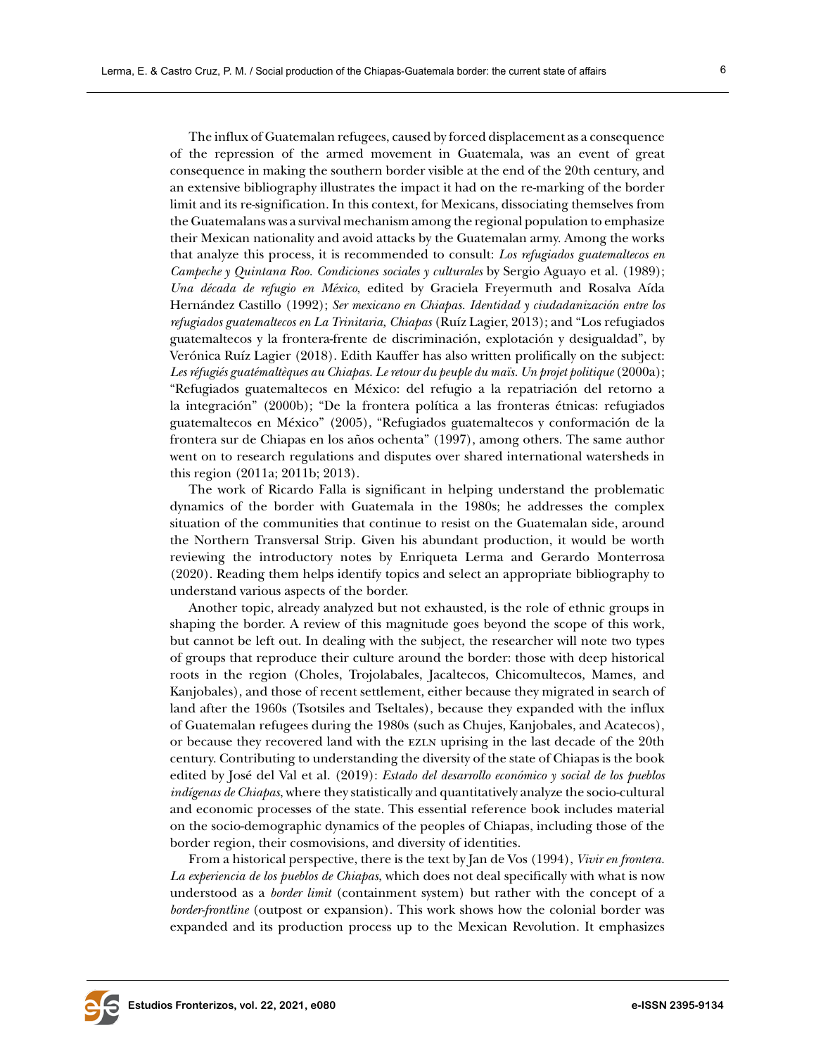The influx of Guatemalan refugees, caused by forced displacement as a consequence of the repression of the armed movement in Guatemala, was an event of great consequence in making the southern border visible at the end of the 20th century, and an extensive bibliography illustrates the impact it had on the re-marking of the border limit and its re-signification. In this context, for Mexicans, dissociating themselves from the Guatemalans was a survival mechanism among the regional population to emphasize their Mexican nationality and avoid attacks by the Guatemalan army. Among the works that analyze this process, it is recommended to consult: *Los refugiados guatemaltecos en Campeche y Quintana Roo. Condiciones sociales y culturales* by Sergio Aguayo et al. (1989); *Una década de refugio en México*, edited by Graciela Freyermuth and Rosalva Aída Hernández Castillo (1992); *Ser mexicano en Chiapas. Identidad y ciudadanización entre los refugiados guatemaltecos en La Trinitaria, Chiapas* (Ruíz Lagier, 2013); and "Los refugiados guatemaltecos y la frontera-frente de discriminación, explotación y desigualdad", by Verónica Ruíz Lagier (2018). Edith Kauffer has also written prolifically on the subject: *Les réfugiés guatémaltèques au Chiapas. Le retour du peuple du maïs. Un projet politique* (2000a); "Refugiados guatemaltecos en México: del refugio a la repatriación del retorno a la integración" (2000b); "De la frontera política a las fronteras étnicas: refugiados guatemaltecos en México" (2005), "Refugiados guatemaltecos y conformación de la frontera sur de Chiapas en los años ochenta" (1997), among others. The same author went on to research regulations and disputes over shared international watersheds in this region (2011a; 2011b; 2013).

The work of Ricardo Falla is significant in helping understand the problematic dynamics of the border with Guatemala in the 1980s; he addresses the complex situation of the communities that continue to resist on the Guatemalan side, around the Northern Transversal Strip. Given his abundant production, it would be worth reviewing the introductory notes by Enriqueta Lerma and Gerardo Monterrosa (2020). Reading them helps identify topics and select an appropriate bibliography to understand various aspects of the border.

Another topic, already analyzed but not exhausted, is the role of ethnic groups in shaping the border. A review of this magnitude goes beyond the scope of this work, but cannot be left out. In dealing with the subject, the researcher will note two types of groups that reproduce their culture around the border: those with deep historical roots in the region (Choles, Trojolabales, Jacaltecos, Chicomultecos, Mames, and Kanjobales), and those of recent settlement, either because they migrated in search of land after the 1960s (Tsotsiles and Tseltales), because they expanded with the influx of Guatemalan refugees during the 1980s (such as Chujes, Kanjobales, and Acatecos), or because they recovered land with the EZLN uprising in the last decade of the 20th century. Contributing to understanding the diversity of the state of Chiapas is the book edited by José del Val et al. (2019): *Estado del desarrollo económico y social de los pueblos indígenas de Chiapas*, where they statistically and quantitatively analyze the socio-cultural and economic processes of the state. This essential reference book includes material on the socio-demographic dynamics of the peoples of Chiapas, including those of the border region, their cosmovisions, and diversity of identities.

From a historical perspective, there is the text by Jan de Vos (1994), *Vivir en frontera. La experiencia de los pueblos de Chiapas*, which does not deal specifically with what is now understood as a *border limit* (containment system) but rather with the concept of a *border-frontline* (outpost or expansion). This work shows how the colonial border was expanded and its production process up to the Mexican Revolution. It emphasizes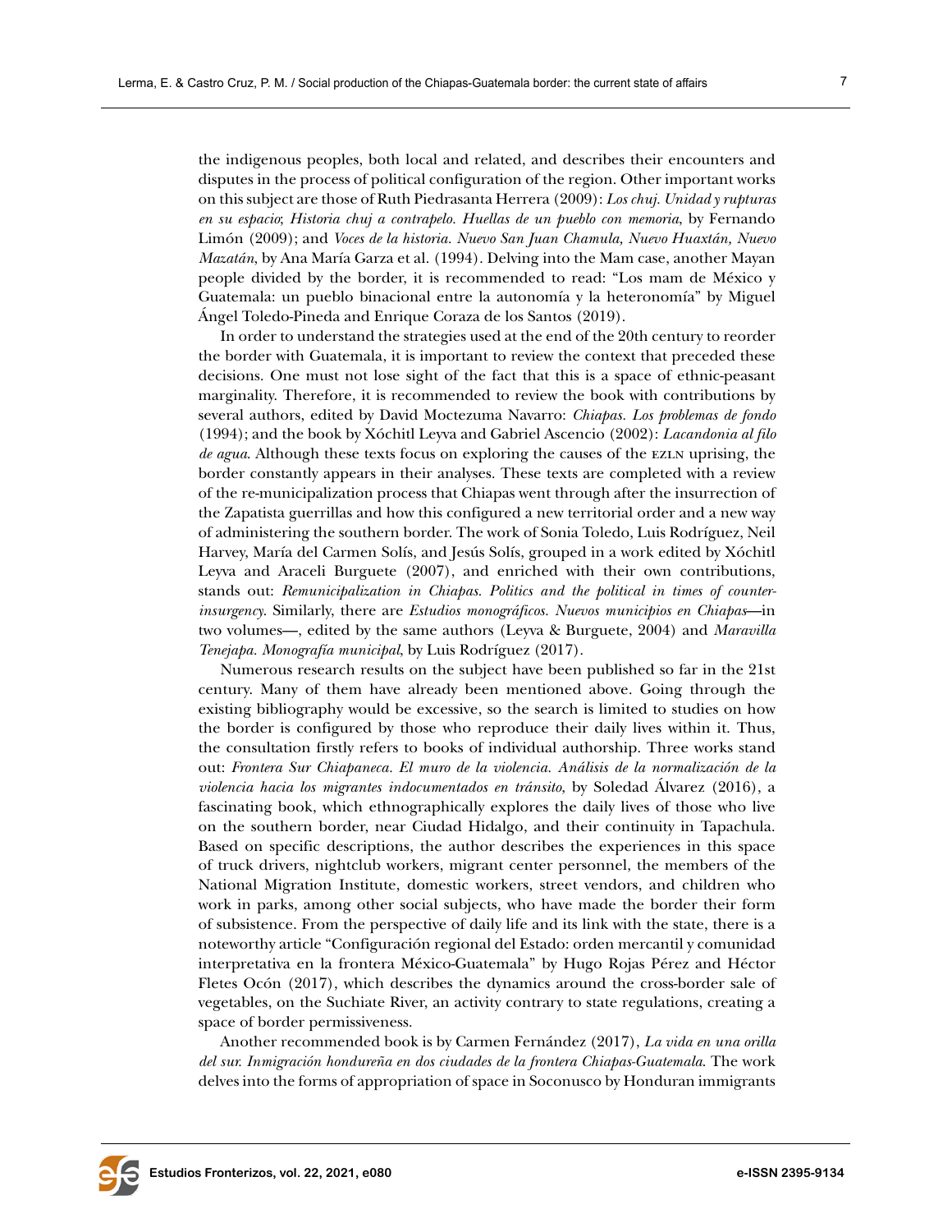the indigenous peoples, both local and related, and describes their encounters and disputes in the process of political configuration of the region. Other important works on this subject are those of Ruth Piedrasanta Herrera (2009): *Los chuj. Unidad y rupturas en su espacio*; *Historia chuj a contrapelo. Huellas de un pueblo con memoria*, by Fernando Limón (2009); and *Voces de la historia. Nuevo San Juan Chamula, Nuevo Huaxtán, Nuevo Mazatán*, by Ana María Garza et al. (1994). Delving into the Mam case, another Mayan people divided by the border, it is recommended to read: "Los mam de México y Guatemala: un pueblo binacional entre la autonomía y la heteronomía" by Miguel Ángel Toledo-Pineda and Enrique Coraza de los Santos (2019).

In order to understand the strategies used at the end of the 20th century to reorder the border with Guatemala, it is important to review the context that preceded these decisions. One must not lose sight of the fact that this is a space of ethnic-peasant marginality. Therefore, it is recommended to review the book with contributions by several authors, edited by David Moctezuma Navarro: *Chiapas. Los problemas de fondo* (1994); and the book by Xóchitl Leyva and Gabriel Ascencio (2002): *Lacandonia al filo de agua*. Although these texts focus on exploring the causes of the EZLN uprising, the border constantly appears in their analyses. These texts are completed with a review of the re-municipalization process that Chiapas went through after the insurrection of the Zapatista guerrillas and how this configured a new territorial order and a new way of administering the southern border. The work of Sonia Toledo, Luis Rodríguez, Neil Harvey, María del Carmen Solís, and Jesús Solís, grouped in a work edited by Xóchitl Leyva and Araceli Burguete (2007), and enriched with their own contributions, stands out: *Remunicipalization in Chiapas. Politics and the political in times of counter-insurgency*. Similarly, there are *Estudios monográficos. Nuevos municipios en Chiapas*—in two volumes—, edited by the same authors (Leyva & Burguete, 2004) and *Maravilla Tenejapa. Monografía municipal*, by Luis Rodríguez (2017).

Numerous research results on the subject have been published so far in the 21st century. Many of them have already been mentioned above. Going through the existing bibliography would be excessive, so the search is limited to studies on how the border is configured by those who reproduce their daily lives within it. Thus, the consultation firstly refers to books of individual authorship. Three works stand out: *Frontera Sur Chiapaneca. El muro de la violencia. Análisis de la normalización de la violencia hacia los migrantes indocumentados en tránsito*, by Soledad Álvarez (2016), a fascinating book, which ethnographically explores the daily lives of those who live on the southern border, near Ciudad Hidalgo, and their continuity in Tapachula. Based on specific descriptions, the author describes the experiences in this space of truck drivers, nightclub workers, migrant center personnel, the members of the National Migration Institute, domestic workers, street vendors, and children who work in parks, among other social subjects, who have made the border their form of subsistence. From the perspective of daily life and its link with the state, there is a noteworthy article "Configuración regional del Estado: orden mercantil y comunidad interpretativa en la frontera México-Guatemala" by Hugo Rojas Pérez and Héctor Fletes Ocón (2017), which describes the dynamics around the cross-border sale of vegetables, on the Suchiate River, an activity contrary to state regulations, creating a space of border permissiveness.

Another recommended book is by Carmen Fernández (2017), *La vida en una orilla del sur. Inmigración hondureña en dos ciudades de la frontera Chiapas-Guatemala*. The work delves into the forms of appropriation of space in Soconusco by Honduran immigrants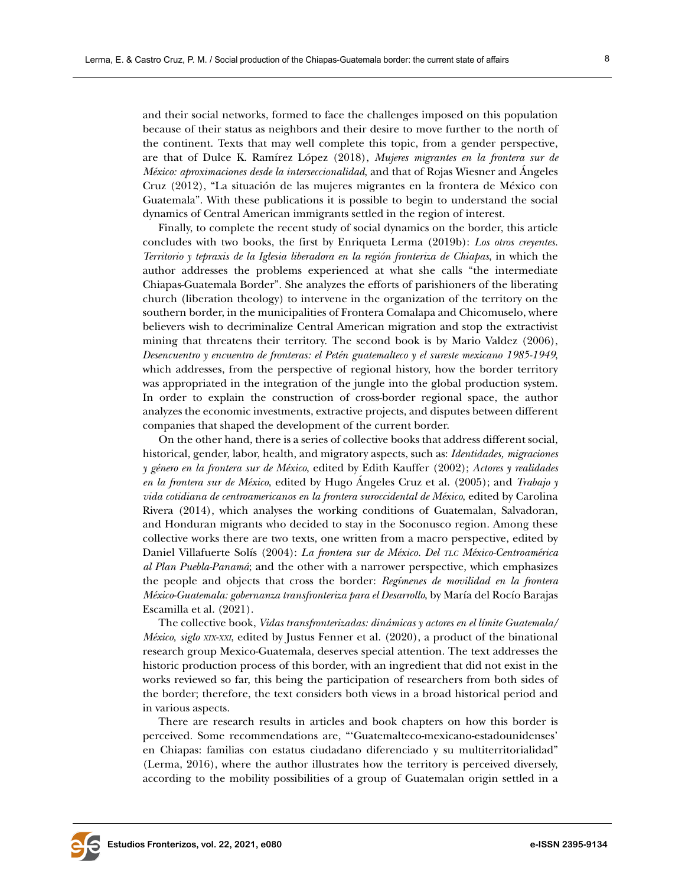and their social networks, formed to face the challenges imposed on this population because of their status as neighbors and their desire to move further to the north of the continent. Texts that may well complete this topic, from a gender perspective, are that of Dulce K. Ramírez López (2018), *Mujeres migrantes en la frontera sur de México: aproximaciones desde la interseccionalidad*, and that of Rojas Wiesner and Ángeles Cruz (2012), "La situación de las mujeres migrantes en la frontera de México con Guatemala". With these publications it is possible to begin to understand the social dynamics of Central American immigrants settled in the region of interest.

Finally, to complete the recent study of social dynamics on the border, this article concludes with two books, the first by Enriqueta Lerma (2019b): *Los otros creyentes. Territorio y tepraxis de la Iglesia liberadora en la región fronteriza de Chiapas*, in which the author addresses the problems experienced at what she calls "the intermediate Chiapas-Guatemala Border". She analyzes the efforts of parishioners of the liberating church (liberation theology) to intervene in the organization of the territory on the southern border, in the municipalities of Frontera Comalapa and Chicomuselo, where believers wish to decriminalize Central American migration and stop the extractivist mining that threatens their territory. The second book is by Mario Valdez (2006), *Desencuentro y encuentro de fronteras: el Petén guatemalteco y el sureste mexicano 1985-1949*, which addresses, from the perspective of regional history, how the border territory was appropriated in the integration of the jungle into the global production system. In order to explain the construction of cross-border regional space, the author analyzes the economic investments, extractive projects, and disputes between different companies that shaped the development of the current border.

On the other hand, there is a series of collective books that address different social, historical, gender, labor, health, and migratory aspects, such as: *Identidades, migraciones y género en la frontera sur de México*, edited by Edith Kauffer (2002); *Actores y realidades en la frontera sur de México*, edited by Hugo Ángeles Cruz et al. (2005); and *Trabajo y vida cotidiana de centroamericanos en la frontera suroccidental de México*, edited by Carolina Rivera (2014), which analyses the working conditions of Guatemalan, Salvadoran, and Honduran migrants who decided to stay in the Soconusco region. Among these collective works there are two texts, one written from a macro perspective, edited by Daniel Villafuerte Solís (2004): *La frontera sur de México. Del TLC México-Centroamérica al Plan Puebla-Panamá*; and the other with a narrower perspective, which emphasizes the people and objects that cross the border: *Regímenes de movilidad en la frontera México-Guatemala: gobernanza transfronteriza para el Desarrollo*, by María del Rocío Barajas Escamilla et al. (2021).

The collective book, *Vidas transfronterizadas: dinámicas y actores en el límite Guatemala/México, siglo XIX-XXI*, edited by Justus Fenner et al. (2020), a product of the binational research group Mexico-Guatemala, deserves special attention. The text addresses the historic production process of this border, with an ingredient that did not exist in the works reviewed so far, this being the participation of researchers from both sides of the border; therefore, the text considers both views in a broad historical period and in various aspects.

There are research results in articles and book chapters on how this border is perceived. Some recommendations are, "'Guatemalteco-mexicano-estadounidenses' en Chiapas: familias con estatus ciudadano diferenciado y su multiterritorialidad" (Lerma, 2016), where the author illustrates how the territory is perceived diversely, according to the mobility possibilities of a group of Guatemalan origin settled in a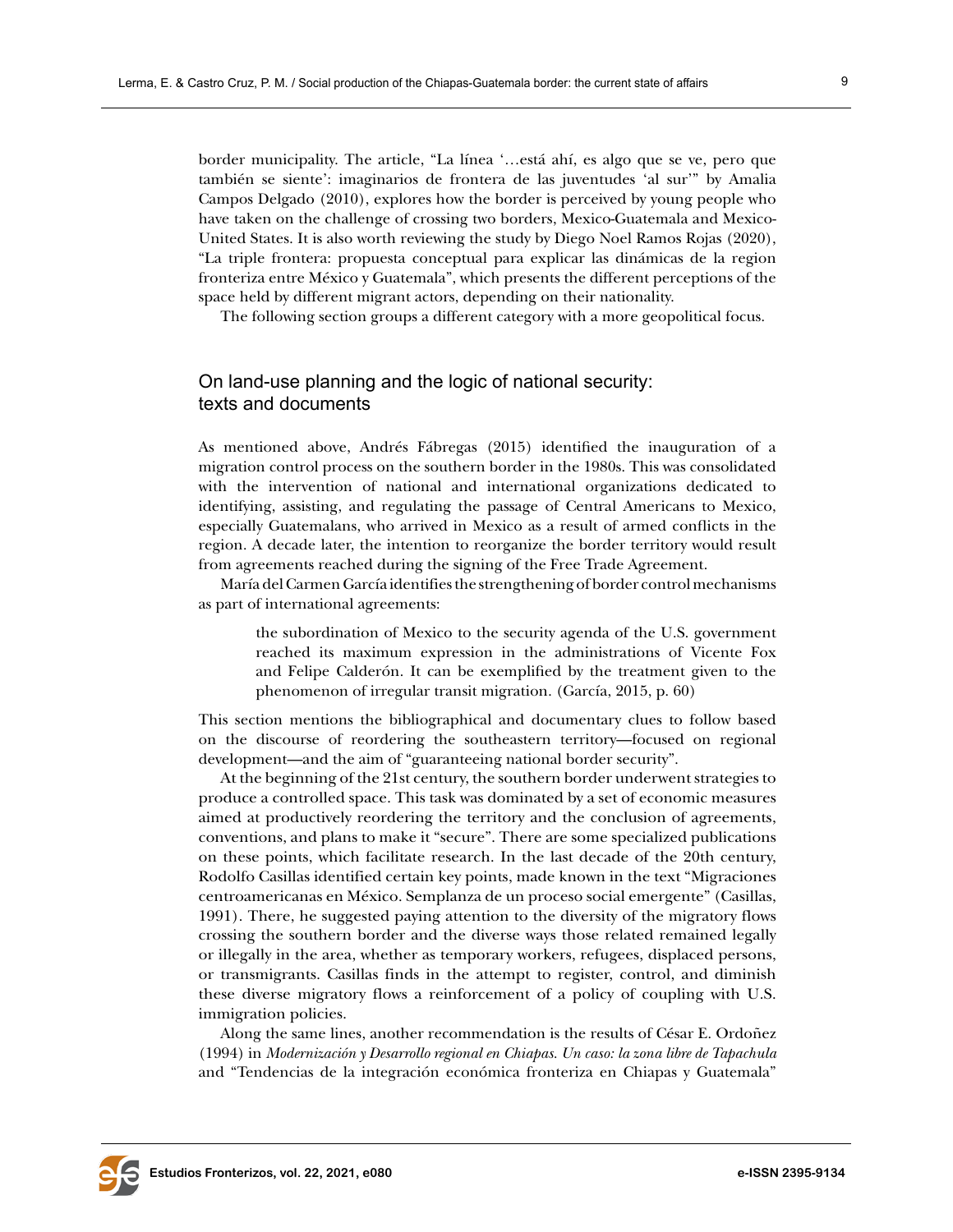border municipality. The article, "La línea '…está ahí, es algo que se ve, pero que también se siente': imaginarios de frontera de las juventudes 'al sur'" by Amalia Campos Delgado (2010), explores how the border is perceived by young people who have taken on the challenge of crossing two borders, Mexico-Guatemala and Mexico-United States. It is also worth reviewing the study by Diego Noel Ramos Rojas (2020), "La triple frontera: propuesta conceptual para explicar las dinámicas de la region fronteriza entre México y Guatemala", which presents the different perceptions of the space held by different migrant actors, depending on their nationality.

The following section groups a different category with a more geopolitical focus.

## On land-use planning and the logic of national security: texts and documents

As mentioned above, Andrés Fábregas (2015) identified the inauguration of a migration control process on the southern border in the 1980s. This was consolidated with the intervention of national and international organizations dedicated to identifying, assisting, and regulating the passage of Central Americans to Mexico, especially Guatemalans, who arrived in Mexico as a result of armed conflicts in the region. A decade later, the intention to reorganize the border territory would result from agreements reached during the signing of the Free Trade Agreement.

María del Carmen García identifies the strengthening of border control mechanisms as part of international agreements:

> the subordination of Mexico to the security agenda of the U.S. government reached its maximum expression in the administrations of Vicente Fox and Felipe Calderón. It can be exemplified by the treatment given to the phenomenon of irregular transit migration. (García, 2015, p. 60)

This section mentions the bibliographical and documentary clues to follow based on the discourse of reordering the southeastern territory—focused on regional development—and the aim of "guaranteeing national border security".

At the beginning of the 21st century, the southern border underwent strategies to produce a controlled space. This task was dominated by a set of economic measures aimed at productively reordering the territory and the conclusion of agreements, conventions, and plans to make it "secure". There are some specialized publications on these points, which facilitate research. In the last decade of the 20th century, Rodolfo Casillas identified certain key points, made known in the text "Migraciones centroamericanas en México. Semplanza de un proceso social emergente" (Casillas, 1991). There, he suggested paying attention to the diversity of the migratory flows crossing the southern border and the diverse ways those related remained legally or illegally in the area, whether as temporary workers, refugees, displaced persons, or transmigrants. Casillas finds in the attempt to register, control, and diminish these diverse migratory flows a reinforcement of a policy of coupling with U.S. immigration policies.

Along the same lines, another recommendation is the results of César E. Ordoñez (1994) in *Modernización y Desarrollo regional en Chiapas. Un caso: la zona libre de Tapachula* and "Tendencias de la integración económica fronteriza en Chiapas y Guatemala"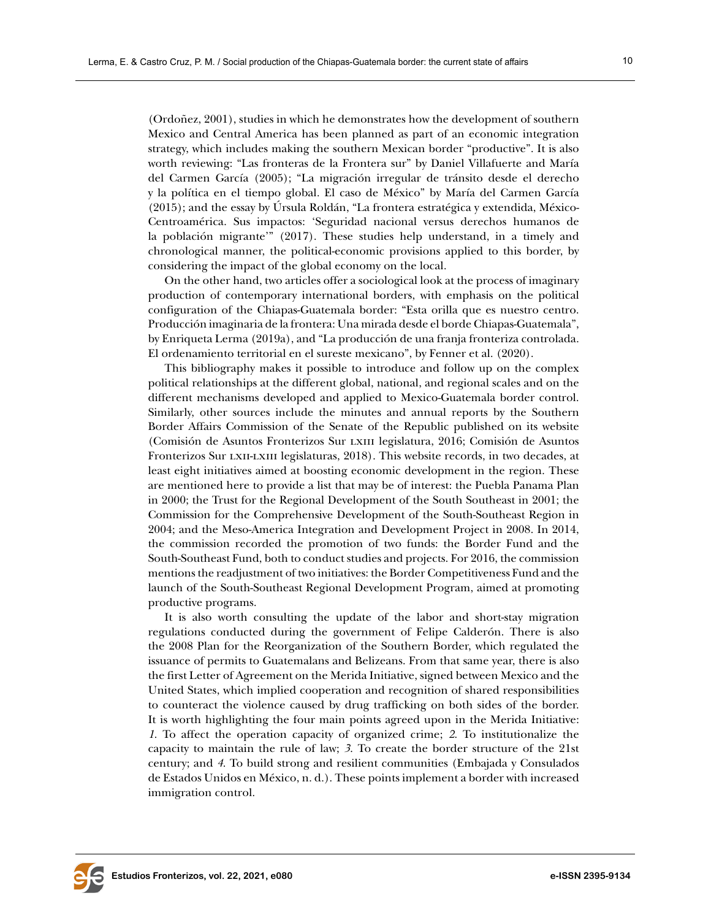(Ordoñez, 2001), studies in which he demonstrates how the development of southern Mexico and Central America has been planned as part of an economic integration strategy, which includes making the southern Mexican border "productive". It is also worth reviewing: "Las fronteras de la Frontera sur" by Daniel Villafuerte and María del Carmen García (2005); "La migración irregular de tránsito desde el derecho y la política en el tiempo global. El caso de México" by María del Carmen García (2015); and the essay by Úrsula Roldán, "La frontera estratégica y extendida, México-Centroamérica. Sus impactos: 'Seguridad nacional versus derechos humanos de la población migrante'" (2017). These studies help understand, in a timely and chronological manner, the political-economic provisions applied to this border, by considering the impact of the global economy on the local.

On the other hand, two articles offer a sociological look at the process of imaginary production of contemporary international borders, with emphasis on the political configuration of the Chiapas-Guatemala border: "Esta orilla que es nuestro centro. Producción imaginaria de la frontera: Una mirada desde el borde Chiapas-Guatemala", by Enriqueta Lerma (2019a), and "La producción de una franja fronteriza controlada. El ordenamiento territorial en el sureste mexicano", by Fenner et al. (2020).

This bibliography makes it possible to introduce and follow up on the complex political relationships at the different global, national, and regional scales and on the different mechanisms developed and applied to Mexico-Guatemala border control. Similarly, other sources include the minutes and annual reports by the Southern Border Affairs Commission of the Senate of the Republic published on its website (Comisión de Asuntos Fronterizos Sur LXIII legislatura, 2016; Comisión de Asuntos Fronterizos Sur LXII-LXIII legislaturas, 2018). This website records, in two decades, at least eight initiatives aimed at boosting economic development in the region. These are mentioned here to provide a list that may be of interest: the Puebla Panama Plan in 2000; the Trust for the Regional Development of the South Southeast in 2001; the Commission for the Comprehensive Development of the South-Southeast Region in 2004; and the Meso-America Integration and Development Project in 2008. In 2014, the commission recorded the promotion of two funds: the Border Fund and the South-Southeast Fund, both to conduct studies and projects. For 2016, the commission mentions the readjustment of two initiatives: the Border Competitiveness Fund and the launch of the South-Southeast Regional Development Program, aimed at promoting productive programs.

It is also worth consulting the update of the labor and short-stay migration regulations conducted during the government of Felipe Calderón. There is also the 2008 Plan for the Reorganization of the Southern Border, which regulated the issuance of permits to Guatemalans and Belizeans. From that same year, there is also the first Letter of Agreement on the Merida Initiative, signed between Mexico and the United States, which implied cooperation and recognition of shared responsibilities to counteract the violence caused by drug trafficking on both sides of the border. It is worth highlighting the four main points agreed upon in the Merida Initiative: *1.* To affect the operation capacity of organized crime; *2.* To institutionalize the capacity to maintain the rule of law; *3.* To create the border structure of the 21st century; and *4.* To build strong and resilient communities (Embajada y Consulados de Estados Unidos en México, n. d.). These points implement a border with increased immigration control.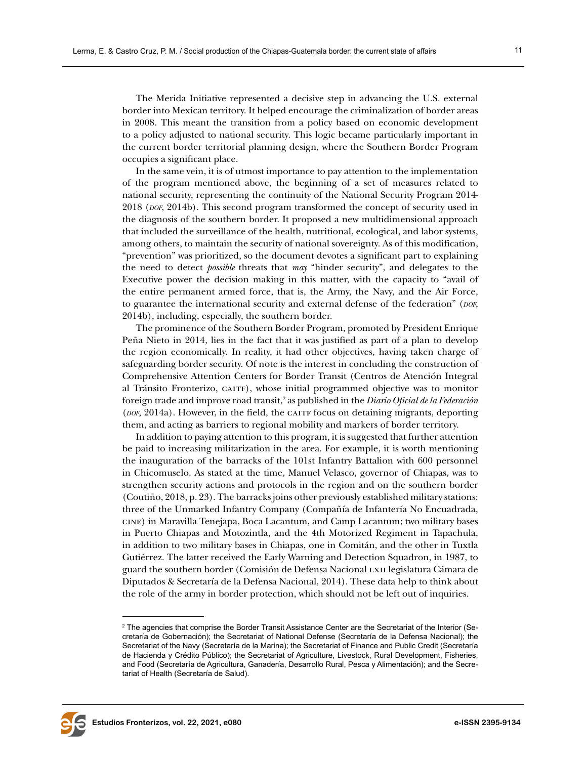The Merida Initiative represented a decisive step in advancing the U.S. external border into Mexican territory. It helped encourage the criminalization of border areas in 2008. This meant the transition from a policy based on economic development to a policy adjusted to national security. This logic became particularly important in the current border territorial planning design, where the Southern Border Program occupies a significant place.

In the same vein, it is of utmost importance to pay attention to the implementation of the program mentioned above, the beginning of a set of measures related to national security, representing the continuity of the National Security Program 2014-2018 (DOF, 2014b). This second program transformed the concept of security used in the diagnosis of the southern border. It proposed a new multidimensional approach that included the surveillance of the health, nutritional, ecological, and labor systems, among others, to maintain the security of national sovereignty. As of this modification, "prevention" was prioritized, so the document devotes a significant part to explaining the need to detect *possible* threats that *may* "hinder security", and delegates to the Executive power the decision making in this matter, with the capacity to "avail of the entire permanent armed force, that is, the Army, the Navy, and the Air Force, to guarantee the international security and external defense of the federation" (DOF, 2014b), including, especially, the southern border.

The prominence of the Southern Border Program, promoted by President Enrique Peña Nieto in 2014, lies in the fact that it was justified as part of a plan to develop the region economically. In reality, it had other objectives, having taken charge of safeguarding border security. Of note is the interest in concluding the construction of Comprehensive Attention Centers for Border Transit (Centros de Atención Integral al Tránsito Fronterizo, CAITF), whose initial programmed objective was to monitor foreign trade and improve road transit,[2] as published in the *Diario Oficial de la Federación* (DOF, 2014a). However, in the field, the CAITF focus on detaining migrants, deporting them, and acting as barriers to regional mobility and markers of border territory.

In addition to paying attention to this program, it is suggested that further attention be paid to increasing militarization in the area. For example, it is worth mentioning the inauguration of the barracks of the 101st Infantry Battalion with 600 personnel in Chicomuselo. As stated at the time, Manuel Velasco, governor of Chiapas, was to strengthen security actions and protocols in the region and on the southern border (Coutiño, 2018, p. 23). The barracks joins other previously established military stations: three of the Unmarked Infantry Company (Compañía de Infantería No Encuadrada, CINE) in Maravilla Tenejapa, Boca Lacantum, and Camp Lacantum; two military bases in Puerto Chiapas and Motozintla, and the 4th Motorized Regiment in Tapachula, in addition to two military bases in Chiapas, one in Comitán, and the other in Tuxtla Gutiérrez. The latter received the Early Warning and Detection Squadron, in 1987, to guard the southern border (Comisión de Defensa Nacional LXII legislatura Cámara de Diputados & Secretaría de la Defensa Nacional, 2014). These data help to think about the role of the army in border protection, which should not be left out of inquiries.

---

[2] The agencies that comprise the Border Transit Assistance Center are the Secretariat of the Interior (Secretaría de Gobernación); the Secretariat of National Defense (Secretaría de la Defensa Nacional); the Secretariat of the Navy (Secretaría de la Marina); the Secretariat of Finance and Public Credit (Secretaría de Hacienda y Crédito Público); the Secretariat of Agriculture, Livestock, Rural Development, Fisheries, and Food (Secretaría de Agricultura, Ganadería, Desarrollo Rural, Pesca y Alimentación); and the Secretariat of Health (Secretaría de Salud).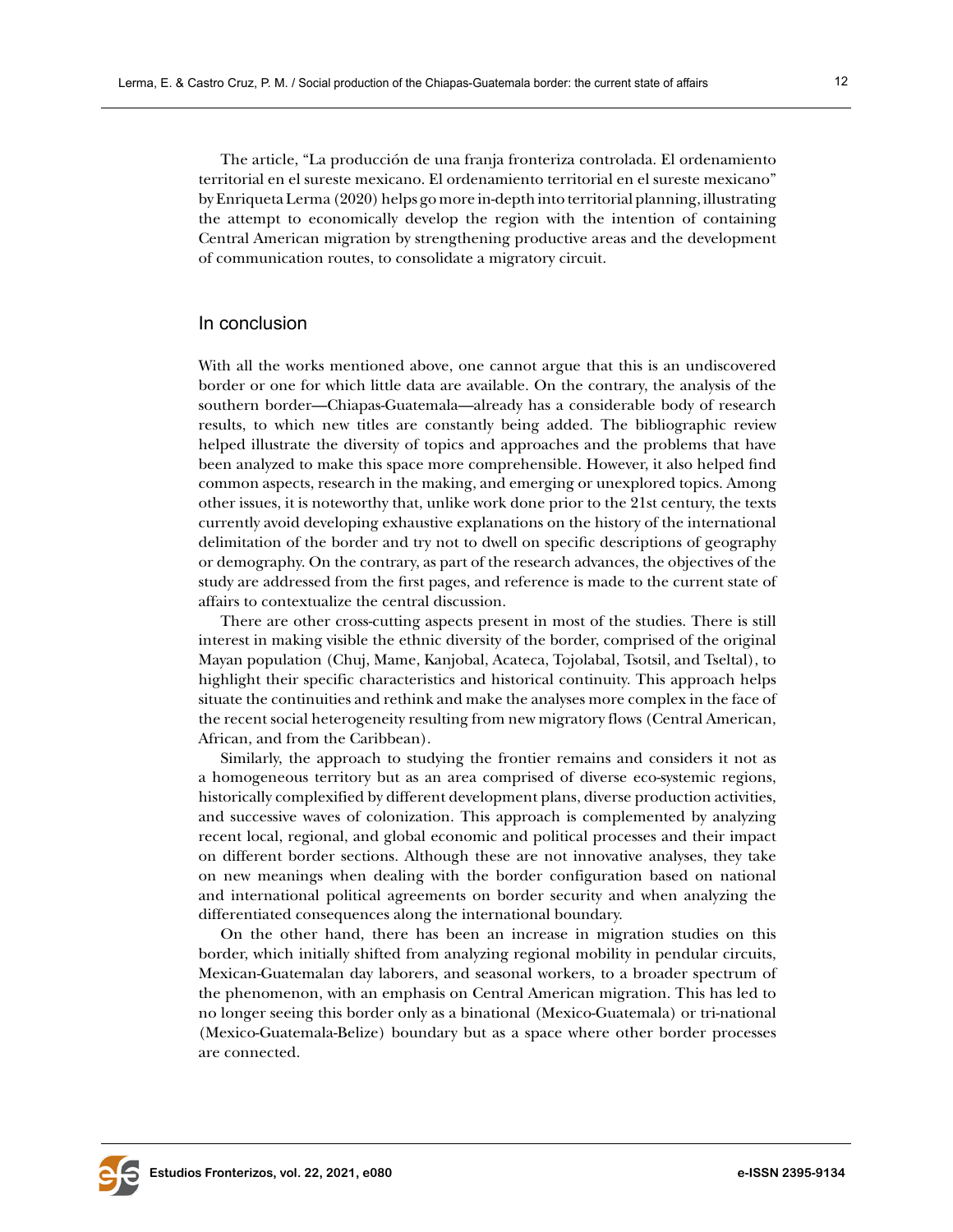The article, "La producción de una franja fronteriza controlada. El ordenamiento territorial en el sureste mexicano. El ordenamiento territorial en el sureste mexicano" by Enriqueta Lerma (2020) helps go more in-depth into territorial planning, illustrating the attempt to economically develop the region with the intention of containing Central American migration by strengthening productive areas and the development of communication routes, to consolidate a migratory circuit.

## In conclusion

With all the works mentioned above, one cannot argue that this is an undiscovered border or one for which little data are available. On the contrary, the analysis of the southern border—Chiapas-Guatemala—already has a considerable body of research results, to which new titles are constantly being added. The bibliographic review helped illustrate the diversity of topics and approaches and the problems that have been analyzed to make this space more comprehensible. However, it also helped find common aspects, research in the making, and emerging or unexplored topics. Among other issues, it is noteworthy that, unlike work done prior to the 21st century, the texts currently avoid developing exhaustive explanations on the history of the international delimitation of the border and try not to dwell on specific descriptions of geography or demography. On the contrary, as part of the research advances, the objectives of the study are addressed from the first pages, and reference is made to the current state of affairs to contextualize the central discussion.

There are other cross-cutting aspects present in most of the studies. There is still interest in making visible the ethnic diversity of the border, comprised of the original Mayan population (Chuj, Mame, Kanjobal, Acateca, Tojolabal, Tsotsil, and Tseltal), to highlight their specific characteristics and historical continuity. This approach helps situate the continuities and rethink and make the analyses more complex in the face of the recent social heterogeneity resulting from new migratory flows (Central American, African, and from the Caribbean).

Similarly, the approach to studying the frontier remains and considers it not as a homogeneous territory but as an area comprised of diverse eco-systemic regions, historically complexified by different development plans, diverse production activities, and successive waves of colonization. This approach is complemented by analyzing recent local, regional, and global economic and political processes and their impact on different border sections. Although these are not innovative analyses, they take on new meanings when dealing with the border configuration based on national and international political agreements on border security and when analyzing the differentiated consequences along the international boundary.

On the other hand, there has been an increase in migration studies on this border, which initially shifted from analyzing regional mobility in pendular circuits, Mexican-Guatemalan day laborers, and seasonal workers, to a broader spectrum of the phenomenon, with an emphasis on Central American migration. This has led to no longer seeing this border only as a binational (Mexico-Guatemala) or tri-national (Mexico-Guatemala-Belize) boundary but as a space where other border processes are connected.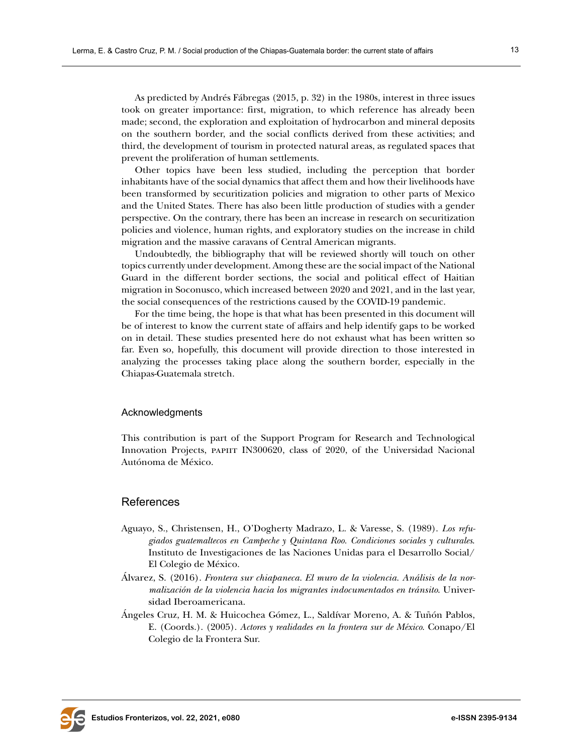As predicted by Andrés Fábregas (2015, p. 32) in the 1980s, interest in three issues took on greater importance: first, migration, to which reference has already been made; second, the exploration and exploitation of hydrocarbon and mineral deposits on the southern border, and the social conflicts derived from these activities; and third, the development of tourism in protected natural areas, as regulated spaces that prevent the proliferation of human settlements.

Other topics have been less studied, including the perception that border inhabitants have of the social dynamics that affect them and how their livelihoods have been transformed by securitization policies and migration to other parts of Mexico and the United States. There has also been little production of studies with a gender perspective. On the contrary, there has been an increase in research on securitization policies and violence, human rights, and exploratory studies on the increase in child migration and the massive caravans of Central American migrants.

Undoubtedly, the bibliography that will be reviewed shortly will touch on other topics currently under development. Among these are the social impact of the National Guard in the different border sections, the social and political effect of Haitian migration in Soconusco, which increased between 2020 and 2021, and in the last year, the social consequences of the restrictions caused by the COVID-19 pandemic.

For the time being, the hope is that what has been presented in this document will be of interest to know the current state of affairs and help identify gaps to be worked on in detail. These studies presented here do not exhaust what has been written so far. Even so, hopefully, this document will provide direction to those interested in analyzing the processes taking place along the southern border, especially in the Chiapas-Guatemala stretch.

### Acknowledgments

This contribution is part of the Support Program for Research and Technological Innovation Projects, PAPIIT IN300620, class of 2020, of the Universidad Nacional Autónoma de México.

## References

Aguayo, S., Christensen, H., O'Dogherty Madrazo, L. & Varesse, S. (1989). *Los refugiados guatemaltecos en Campeche y Quintana Roo. Condiciones sociales y culturales*. Instituto de Investigaciones de las Naciones Unidas para el Desarrollo Social/ El Colegio de México.

Álvarez, S. (2016). *Frontera sur chiapaneca. El muro de la violencia. Análisis de la normalización de la violencia hacia los migrantes indocumentados en tránsito*. Universidad Iberoamericana.

Ángeles Cruz, H. M. & Huicochea Gómez, L., Saldívar Moreno, A. & Tuñón Pablos, E. (Coords.). (2005). *Actores y realidades en la frontera sur de México*. Conapo/El Colegio de la Frontera Sur.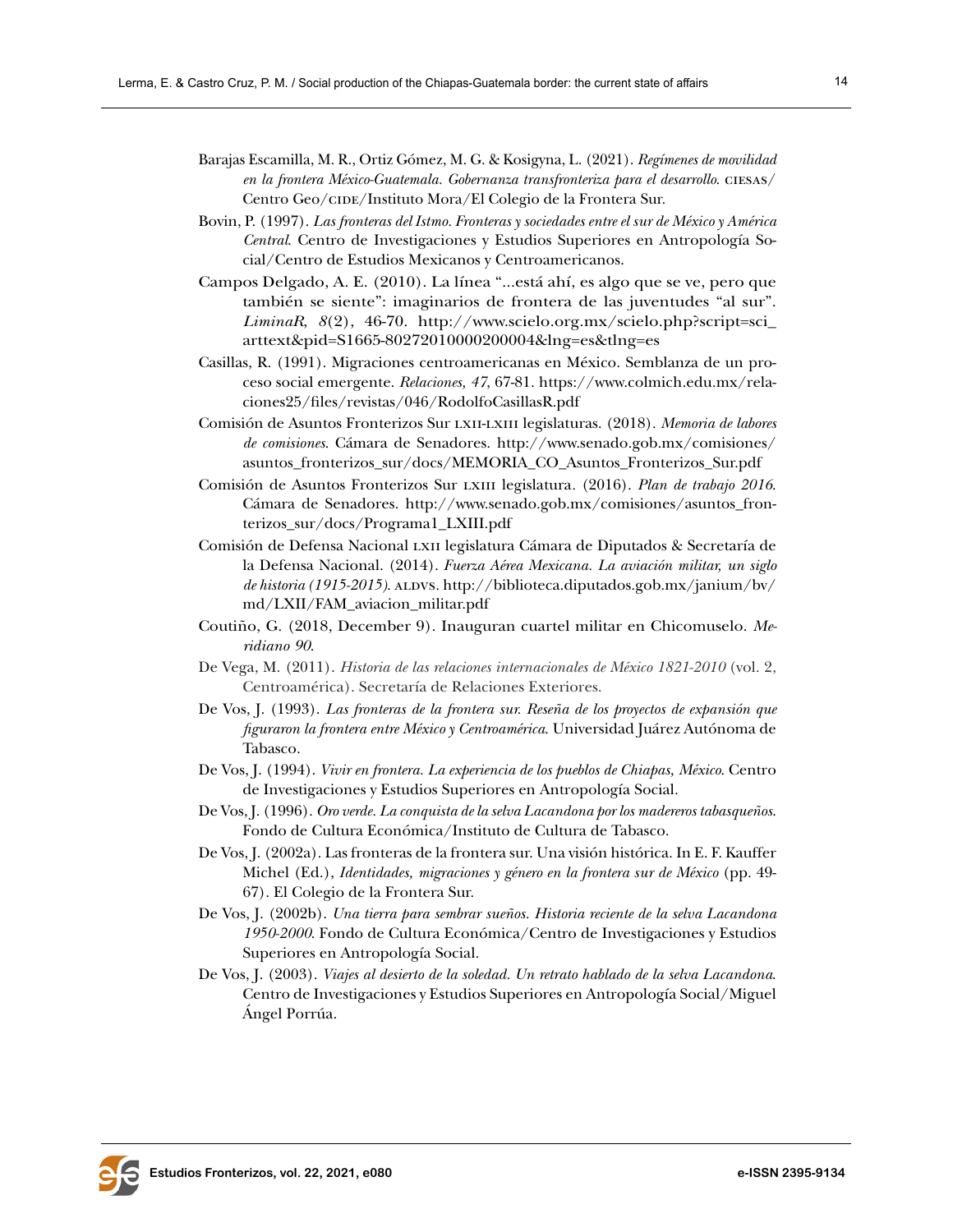Barajas Escamilla, M. R., Ortiz Gómez, M. G. & Kosigyna, L. (2021). *Regímenes de movilidad en la frontera México-Guatemala. Gobernanza transfronteriza para el desarrollo*. CIESAS/Centro Geo/CIDE/Instituto Mora/El Colegio de la Frontera Sur.

Bovin, P. (1997). *Las fronteras del Istmo. Fronteras y sociedades entre el sur de México y América Central*. Centro de Investigaciones y Estudios Superiores en Antropología Social/Centro de Estudios Mexicanos y Centroamericanos.

Campos Delgado, A. E. (2010). La línea "...está ahí, es algo que se ve, pero que también se siente": imaginarios de frontera de las juventudes "al sur". *LiminaR*, *8*(2), 46-70. http://www.scielo.org.mx/scielo.php?script=sci_arttext&pid=S1665-80272010000200004&lng=es&tlng=es

Casillas, R. (1991). Migraciones centroamericanas en México. Semblanza de un proceso social emergente. *Relaciones, 47*, 67-81. https://www.colmich.edu.mx/relaciones25/files/revistas/046/RodolfoCasillasR.pdf

Comisión de Asuntos Fronterizos Sur LXII-LXIII legislaturas. (2018). *Memoria de labores de comisiones*. Cámara de Senadores. http://www.senado.gob.mx/comisiones/asuntos_fronterizos_sur/docs/MEMORIA_CO_Asuntos_Fronterizos_Sur.pdf

Comisión de Asuntos Fronterizos Sur LXIII legislatura. (2016). *Plan de trabajo 2016*. Cámara de Senadores. http://www.senado.gob.mx/comisiones/asuntos_fronterizos_sur/docs/Programa1_LXIII.pdf

Comisión de Defensa Nacional LXII legislatura Cámara de Diputados & Secretaría de la Defensa Nacional. (2014). *Fuerza Aérea Mexicana. La aviación militar, un siglo de historia (1915-2015)*. ALDVS. http://biblioteca.diputados.gob.mx/janium/bv/md/LXII/FAM_aviacion_militar.pdf

Coutiño, G. (2018, December 9). Inauguran cuartel militar en Chicomuselo. *Meridiano 90*.

De Vega, M. (2011). *Historia de las relaciones internacionales de México 1821-2010* (vol. 2, Centroamérica). Secretaría de Relaciones Exteriores.

De Vos, J. (1993). *Las fronteras de la frontera sur. Reseña de los proyectos de expansión que figuraron la frontera entre México y Centroamérica*. Universidad Juárez Autónoma de Tabasco.

De Vos, J. (1994). *Vivir en frontera. La experiencia de los pueblos de Chiapas, México*. Centro de Investigaciones y Estudios Superiores en Antropología Social.

De Vos, J. (1996). *Oro verde. La conquista de la selva Lacandona por los madereros tabasqueños*. Fondo de Cultura Económica/Instituto de Cultura de Tabasco.

De Vos, J. (2002a). Las fronteras de la frontera sur. Una visión histórica. In E. F. Kauffer Michel (Ed.), *Identidades, migraciones y género en la frontera sur de México* (pp. 49-67). El Colegio de la Frontera Sur.

De Vos, J. (2002b). *Una tierra para sembrar sueños. Historia reciente de la selva Lacandona 1950-2000*. Fondo de Cultura Económica/Centro de Investigaciones y Estudios Superiores en Antropología Social.

De Vos, J. (2003). *Viajes al desierto de la soledad. Un retrato hablado de la selva Lacandona*. Centro de Investigaciones y Estudios Superiores en Antropología Social/Miguel Ángel Porrúa.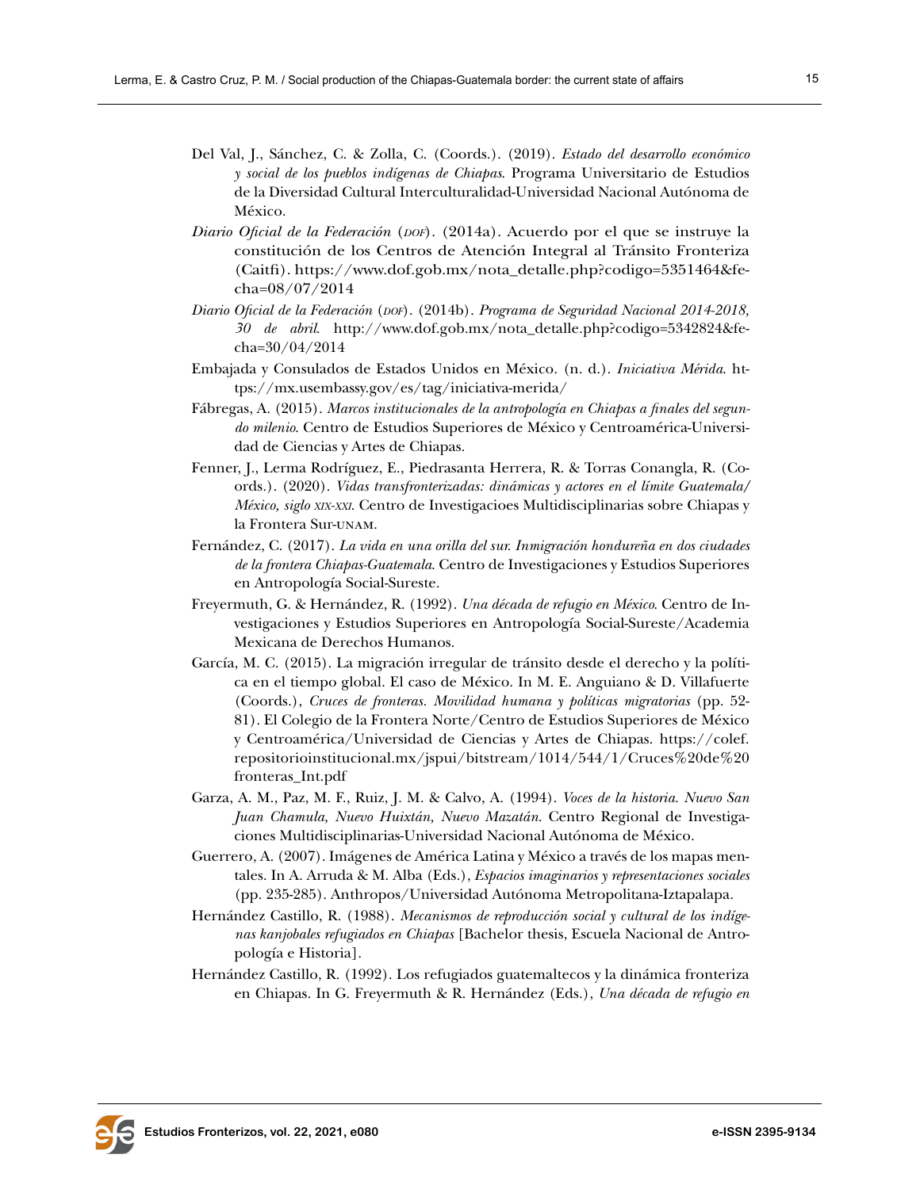Del Val, J., Sánchez, C. & Zolla, C. (Coords.). (2019). *Estado del desarrollo económico y social de los pueblos indígenas de Chiapas*. Programa Universitario de Estudios de la Diversidad Cultural Interculturalidad-Universidad Nacional Autónoma de México.

*Diario Oficial de la Federación* (*DOF*). (2014a). Acuerdo por el que se instruye la constitución de los Centros de Atención Integral al Tránsito Fronteriza (Caitfi). https://www.dof.gob.mx/nota_detalle.php?codigo=5351464&fecha=08/07/2014

*Diario Oficial de la Federación* (*DOF*). (2014b). *Programa de Seguridad Nacional 2014-2018, 30 de abril*. http://www.dof.gob.mx/nota_detalle.php?codigo=5342824&fecha=30/04/2014

Embajada y Consulados de Estados Unidos en México. (n. d.). *Iniciativa Mérida*. https://mx.usembassy.gov/es/tag/iniciativa-merida/

Fábregas, A. (2015). *Marcos institucionales de la antropología en Chiapas a finales del segundo milenio*. Centro de Estudios Superiores de México y Centroamérica-Universidad de Ciencias y Artes de Chiapas.

Fenner, J., Lerma Rodríguez, E., Piedrasanta Herrera, R. & Torras Conangla, R. (Coords.). (2020). *Vidas transfronterizadas: dinámicas y actores en el límite Guatemala/México, siglo XIX-XXI*. Centro de Investigacioes Multidisciplinarias sobre Chiapas y la Frontera Sur-UNAM.

Fernández, C. (2017). *La vida en una orilla del sur. Inmigración hondureña en dos ciudades de la frontera Chiapas-Guatemala*. Centro de Investigaciones y Estudios Superiores en Antropología Social-Sureste.

Freyermuth, G. & Hernández, R. (1992). *Una década de refugio en México*. Centro de Investigaciones y Estudios Superiores en Antropología Social-Sureste/Academia Mexicana de Derechos Humanos.

García, M. C. (2015). La migración irregular de tránsito desde el derecho y la política en el tiempo global. El caso de México. In M. E. Anguiano & D. Villafuerte (Coords.), *Cruces de fronteras. Movilidad humana y políticas migratorias* (pp. 52-81). El Colegio de la Frontera Norte/Centro de Estudios Superiores de México y Centroamérica/Universidad de Ciencias y Artes de Chiapas. https://colef.repositorioinstitucional.mx/jspui/bitstream/1014/544/1/Cruces%20de%20fronteras_Int.pdf

Garza, A. M., Paz, M. F., Ruiz, J. M. & Calvo, A. (1994). *Voces de la historia. Nuevo San Juan Chamula, Nuevo Huixtán, Nuevo Mazatán*. Centro Regional de Investigaciones Multidisciplinarias-Universidad Nacional Autónoma de México.

Guerrero, A. (2007). Imágenes de América Latina y México a través de los mapas mentales. In A. Arruda & M. Alba (Eds.), *Espacios imaginarios y representaciones sociales* (pp. 235-285). Anthropos/Universidad Autónoma Metropolitana-Iztapalapa.

Hernández Castillo, R. (1988). *Mecanismos de reproducción social y cultural de los indígenas kanjobales refugiados en Chiapas* [Bachelor thesis, Escuela Nacional de Antropología e Historia].

Hernández Castillo, R. (1992). Los refugiados guatemaltecos y la dinámica fronteriza en Chiapas. In G. Freyermuth & R. Hernández (Eds.), *Una década de refugio en*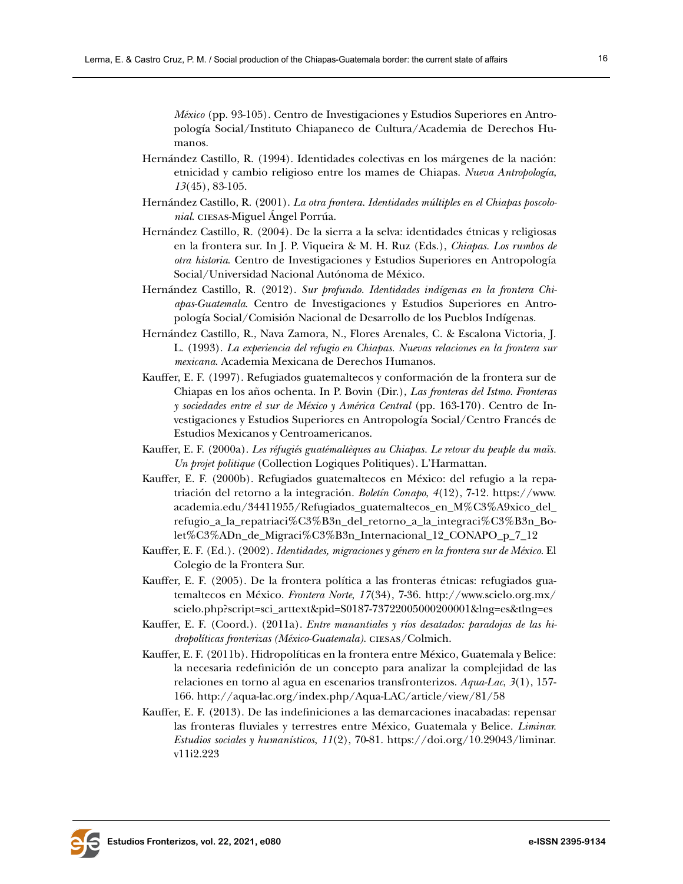*México* (pp. 93-105). Centro de Investigaciones y Estudios Superiores en Antropología Social/Instituto Chiapaneco de Cultura/Academia de Derechos Humanos.

Hernández Castillo, R. (1994). Identidades colectivas en los márgenes de la nación: etnicidad y cambio religioso entre los mames de Chiapas. *Nueva Antropología*, *13*(45), 83-105.

Hernández Castillo, R. (2001). *La otra frontera. Identidades múltiples en el Chiapas poscolonial*. CIESAS-Miguel Ángel Porrúa.

Hernández Castillo, R. (2004). De la sierra a la selva: identidades étnicas y religiosas en la frontera sur. In J. P. Viqueira & M. H. Ruz (Eds.), *Chiapas. Los rumbos de otra historia*. Centro de Investigaciones y Estudios Superiores en Antropología Social/Universidad Nacional Autónoma de México.

Hernández Castillo, R. (2012). *Sur profundo. Identidades indígenas en la frontera Chiapas-Guatemala*. Centro de Investigaciones y Estudios Superiores en Antropología Social/Comisión Nacional de Desarrollo de los Pueblos Indígenas.

Hernández Castillo, R., Nava Zamora, N., Flores Arenales, C. & Escalona Victoria, J. L. (1993). *La experiencia del refugio en Chiapas. Nuevas relaciones en la frontera sur mexicana*. Academia Mexicana de Derechos Humanos.

Kauffer, E. F. (1997). Refugiados guatemaltecos y conformación de la frontera sur de Chiapas en los años ochenta. In P. Bovin (Dir.), *Las fronteras del Istmo. Fronteras y sociedades entre el sur de México y América Central* (pp. 163-170). Centro de Investigaciones y Estudios Superiores en Antropología Social/Centro Francés de Estudios Mexicanos y Centroamericanos.

Kauffer, E. F. (2000a). *Les réfugiés guatémaltèques au Chiapas. Le retour du peuple du maïs. Un projet politique* (Collection Logiques Politiques). L'Harmattan.

Kauffer, E. F. (2000b). Refugiados guatemaltecos en México: del refugio a la repatriación del retorno a la integración. *Boletín Conapo*, *4*(12), 7-12. https://www.academia.edu/34411955/Refugiados_guatemaltecos_en_M%C3%A9xico_del_refugio_a_la_repatriaci%C3%B3n_del_retorno_a_la_integraci%C3%B3n_Bolet%C3%ADn_de_Migraci%C3%B3n_Internacional_12_CONAPO_p_7_12

Kauffer, E. F. (Ed.). (2002). *Identidades, migraciones y género en la frontera sur de México*. El Colegio de la Frontera Sur.

Kauffer, E. F. (2005). De la frontera política a las fronteras étnicas: refugiados guatemaltecos en México. *Frontera Norte*, *17*(34), 7-36. http://www.scielo.org.mx/scielo.php?script=sci_arttext&pid=S0187-73722005000200001&lng=es&tlng=es

Kauffer, E. F. (Coord.). (2011a). *Entre manantiales y ríos desatados: paradojas de las hidropolíticas fronterizas (México-Guatemala)*. CIESAS/Colmich.

Kauffer, E. F. (2011b). Hidropolíticas en la frontera entre México, Guatemala y Belice: la necesaria redefinición de un concepto para analizar la complejidad de las relaciones en torno al agua en escenarios transfronterizos. *Aqua-Lac*, *3*(1), 157-166. http://aqua-lac.org/index.php/Aqua-LAC/article/view/81/58

Kauffer, E. F. (2013). De las indefiniciones a las demarcaciones inacabadas: repensar las fronteras fluviales y terrestres entre México, Guatemala y Belice. *Liminar. Estudios sociales y humanísticos*, *11*(2), 70-81. https://doi.org/10.29043/liminar.v11i2.223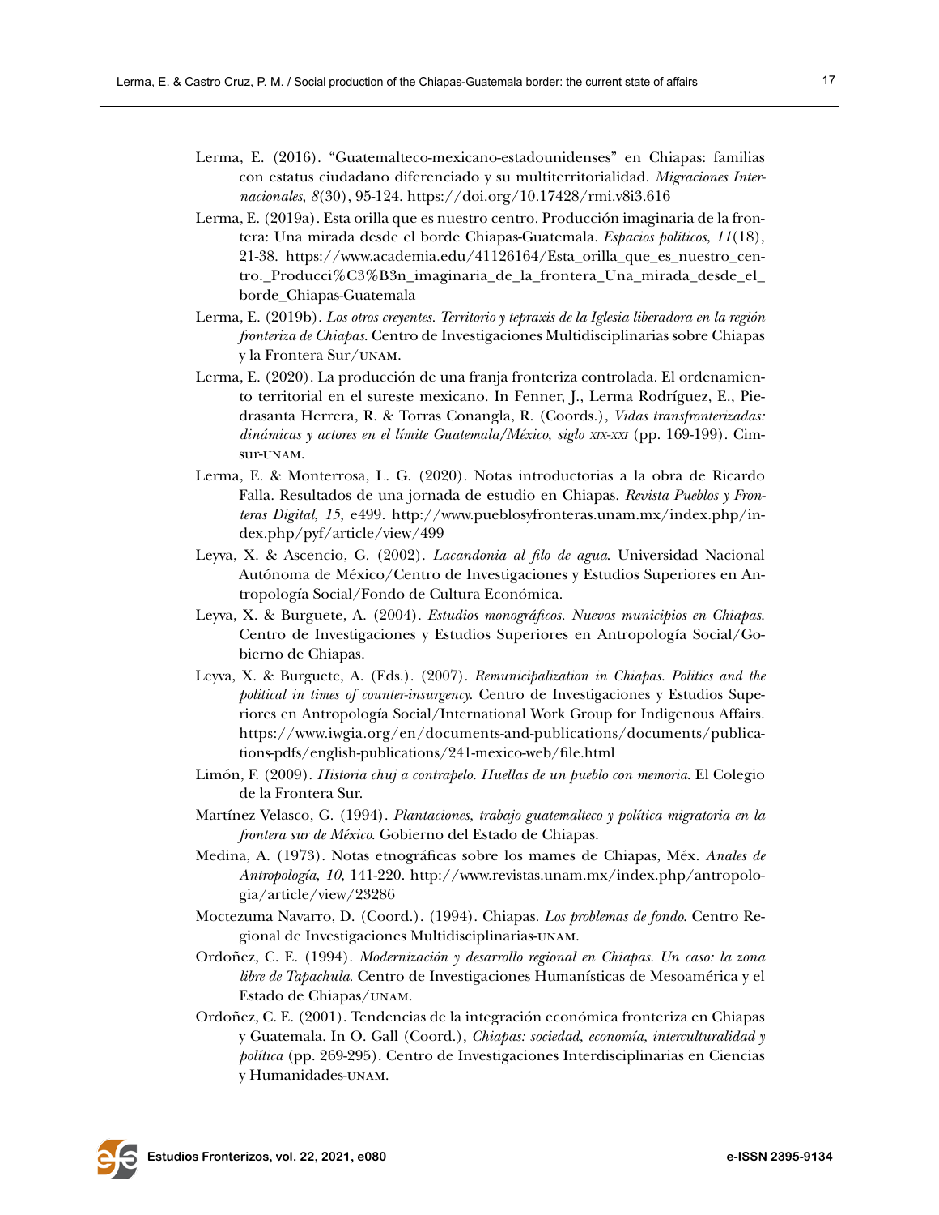Lerma, E. (2016). "Guatemalteco-mexicano-estadounidenses" en Chiapas: familias con estatus ciudadano diferenciado y su multiterritorialidad. *Migraciones Internacionales*, *8*(30), 95-124. https://doi.org/10.17428/rmi.v8i3.616

Lerma, E. (2019a). Esta orilla que es nuestro centro. Producción imaginaria de la frontera: Una mirada desde el borde Chiapas-Guatemala. *Espacios políticos*, *11*(18), 21-38. https://www.academia.edu/41126164/Esta_orilla_que_es_nuestro_centro._Producci%C3%B3n_imaginaria_de_la_frontera_Una_mirada_desde_el_borde_Chiapas-Guatemala

Lerma, E. (2019b). *Los otros creyentes. Territorio y tepraxis de la Iglesia liberadora en la región fronteriza de Chiapas*. Centro de Investigaciones Multidisciplinarias sobre Chiapas y la Frontera Sur/UNAM.

Lerma, E. (2020). La producción de una franja fronteriza controlada. El ordenamiento territorial en el sureste mexicano. In Fenner, J., Lerma Rodríguez, E., Piedrasanta Herrera, R. & Torras Conangla, R. (Coords.), *Vidas transfronterizadas: dinámicas y actores en el límite Guatemala/México, siglo XIX-XXI* (pp. 169-199). Cimsur-UNAM.

Lerma, E. & Monterrosa, L. G. (2020). Notas introductorias a la obra de Ricardo Falla. Resultados de una jornada de estudio en Chiapas. *Revista Pueblos y Fronteras Digital*, *15*, e499. http://www.pueblosyfronteras.unam.mx/index.php/index.php/pyf/article/view/499

Leyva, X. & Ascencio, G. (2002). *Lacandonia al filo de agua*. Universidad Nacional Autónoma de México/Centro de Investigaciones y Estudios Superiores en Antropología Social/Fondo de Cultura Económica.

Leyva, X. & Burguete, A. (2004). *Estudios monográficos. Nuevos municipios en Chiapas*. Centro de Investigaciones y Estudios Superiores en Antropología Social/Gobierno de Chiapas.

Leyva, X. & Burguete, A. (Eds.). (2007). *Remunicipalization in Chiapas. Politics and the political in times of counter-insurgency.* Centro de Investigaciones y Estudios Superiores en Antropología Social/International Work Group for Indigenous Affairs. https://www.iwgia.org/en/documents-and-publications/documents/publications-pdfs/english-publications/241-mexico-web/file.html

Limón, F. (2009). *Historia chuj a contrapelo. Huellas de un pueblo con memoria*. El Colegio de la Frontera Sur.

Martínez Velasco, G. (1994). *Plantaciones, trabajo guatemalteco y política migratoria en la frontera sur de México*. Gobierno del Estado de Chiapas.

Medina, A. (1973). Notas etnográficas sobre los mames de Chiapas, Méx. *Anales de Antropología*, *10*, 141-220. http://www.revistas.unam.mx/index.php/antropologia/article/view/23286

Moctezuma Navarro, D. (Coord.). (1994). Chiapas. *Los problemas de fondo*. Centro Regional de Investigaciones Multidisciplinarias-UNAM.

Ordoñez, C. E. (1994). *Modernización y desarrollo regional en Chiapas. Un caso: la zona libre de Tapachula*. Centro de Investigaciones Humanísticas de Mesoamérica y el Estado de Chiapas/UNAM.

Ordoñez, C. E. (2001). Tendencias de la integración económica fronteriza en Chiapas y Guatemala. In O. Gall (Coord.), *Chiapas: sociedad, economía, interculturalidad y política* (pp. 269-295). Centro de Investigaciones Interdisciplinarias en Ciencias y Humanidades-UNAM.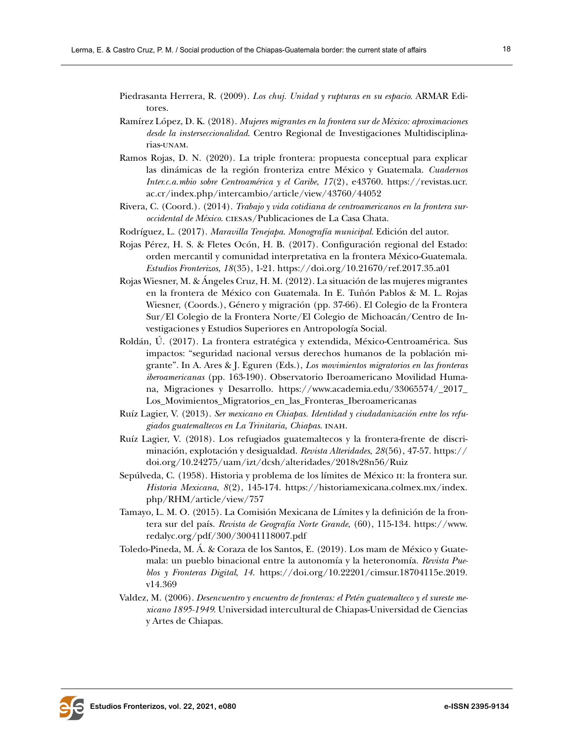Piedrasanta Herrera, R. (2009). *Los chuj. Unidad y rupturas en su espacio*. ARMAR Editores.

Ramírez López, D. K. (2018). *Mujeres migrantes en la frontera sur de México: aproximaciones desde la insterseccionalidad*. Centro Regional de Investigaciones Multidisciplinarias-UNAM.

Ramos Rojas, D. N. (2020). La triple frontera: propuesta conceptual para explicar las dinámicas de la región fronteriza entre México y Guatemala. *Cuadernos Inter.c.a.mbio sobre Centroamérica y el Caribe*, *17*(2), e43760. https://revistas.ucr.ac.cr/index.php/intercambio/article/view/43760/44052

Rivera, C. (Coord.). (2014). *Trabajo y vida cotidiana de centroamericanos en la frontera suroccidental de México*. CIESAS/Publicaciones de La Casa Chata.

Rodríguez, L. (2017). *Maravilla Tenejapa. Monografía municipal*. Edición del autor.

Rojas Pérez, H. S. & Fletes Ocón, H. B. (2017). Configuración regional del Estado: orden mercantil y comunidad interpretativa en la frontera México-Guatemala. *Estudios Fronterizos*, *18*(35), 1-21. https://doi.org/10.21670/ref.2017.35.a01

Rojas Wiesner, M. & Ángeles Cruz, H. M. (2012). La situación de las mujeres migrantes en la frontera de México con Guatemala. In E. Tuñón Pablos & M. L. Rojas Wiesner, (Coords.), Género y migración (pp. 37-66). El Colegio de la Frontera Sur/El Colegio de la Frontera Norte/El Colegio de Michoacán/Centro de Investigaciones y Estudios Superiores en Antropología Social.

Roldán, Ú. (2017). La frontera estratégica y extendida, México-Centroamérica. Sus impactos: "seguridad nacional versus derechos humanos de la población migrante". In A. Ares & J. Eguren (Eds.), *Los movimientos migratorios en las fronteras iberoamericanas* (pp. 163-190). Observatorio Iberoamericano Movilidad Humana, Migraciones y Desarrollo. https://www.academia.edu/33065574/_2017_Los_Movimientos_Migratorios_en_las_Fronteras_Iberoamericanas

Ruíz Lagier, V. (2013). *Ser mexicano en Chiapas. Identidad y ciudadanización entre los refugiados guatemaltecos en La Trinitaria, Chiapas*. INAH.

Ruíz Lagier, V. (2018). Los refugiados guatemaltecos y la frontera-frente de discriminación, explotación y desigualdad. *Revista Alteridades*, *28*(56), 47-57. https://doi.org/10.24275/uam/izt/dcsh/alteridades/2018v28n56/Ruiz

Sepúlveda, C. (1958). Historia y problema de los límites de México II: la frontera sur. *Historia Mexicana*, *8*(2), 145-174. https://historiamexicana.colmex.mx/index.php/RHM/article/view/757

Tamayo, L. M. O. (2015). La Comisión Mexicana de Límites y la definición de la frontera sur del país. *Revista de Geografía Norte Grande*, (60), 115-134. https://www.redalyc.org/pdf/300/30041118007.pdf

Toledo-Pineda, M. Á. & Coraza de los Santos, E. (2019). Los mam de México y Guatemala: un pueblo binacional entre la autonomía y la heteronomía. *Revista Pueblos y Fronteras Digital*, *14*. https://doi.org/10.22201/cimsur.18704115e.2019.v14.369

Valdez, M. (2006). *Desencuentro y encuentro de fronteras: el Petén guatemalteco y el sureste mexicano 1895-1949*. Universidad intercultural de Chiapas-Universidad de Ciencias y Artes de Chiapas.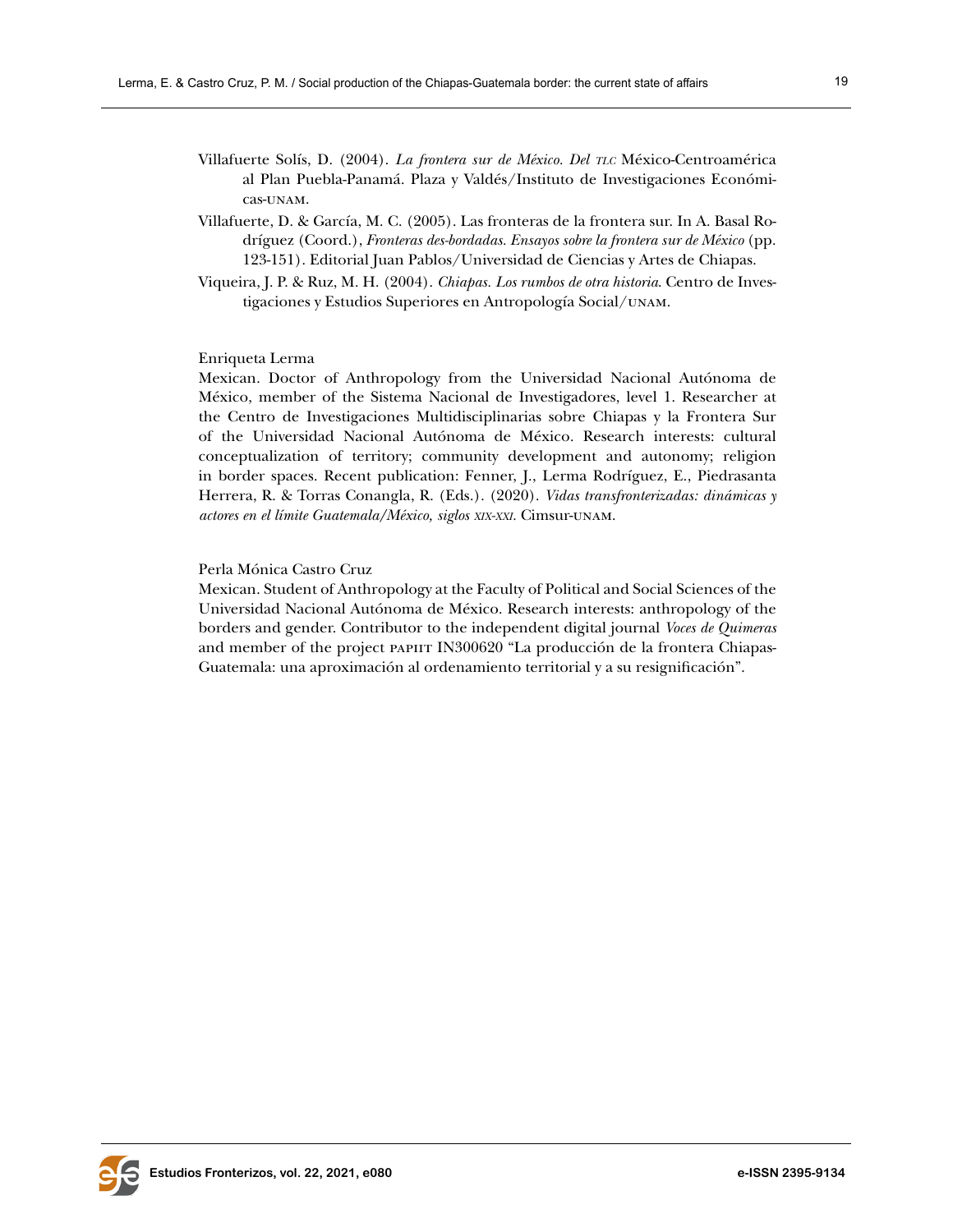Villafuerte Solís, D. (2004). *La frontera sur de México. Del TLC* México-Centroamérica al Plan Puebla-Panamá. Plaza y Valdés/Instituto de Investigaciones Económicas-UNAM.

Villafuerte, D. & García, M. C. (2005). Las fronteras de la frontera sur. In A. Basal Rodríguez (Coord.), *Fronteras des-bordadas. Ensayos sobre la frontera sur de México* (pp. 123-151). Editorial Juan Pablos/Universidad de Ciencias y Artes de Chiapas.

Viqueira, J. P. & Ruz, M. H. (2004). *Chiapas. Los rumbos de otra historia*. Centro de Investigaciones y Estudios Superiores en Antropología Social/UNAM.

Enriqueta Lerma
Mexican. Doctor of Anthropology from the Universidad Nacional Autónoma de México, member of the Sistema Nacional de Investigadores, level 1. Researcher at the Centro de Investigaciones Multidisciplinarias sobre Chiapas y la Frontera Sur of the Universidad Nacional Autónoma de México. Research interests: cultural conceptualization of territory; community development and autonomy; religion in border spaces. Recent publication: Fenner, J., Lerma Rodríguez, E., Piedrasanta Herrera, R. & Torras Conangla, R. (Eds.). (2020). *Vidas transfronterizadas: dinámicas y actores en el límite Guatemala/México, siglos XIX-XXI*. Cimsur-UNAM.

Perla Mónica Castro Cruz
Mexican. Student of Anthropology at the Faculty of Political and Social Sciences of the Universidad Nacional Autónoma de México. Research interests: anthropology of the borders and gender. Contributor to the independent digital journal *Voces de Quimeras* and member of the project PAPIIT IN300620 "La producción de la frontera Chiapas-Guatemala: una aproximación al ordenamiento territorial y a su resignificación".